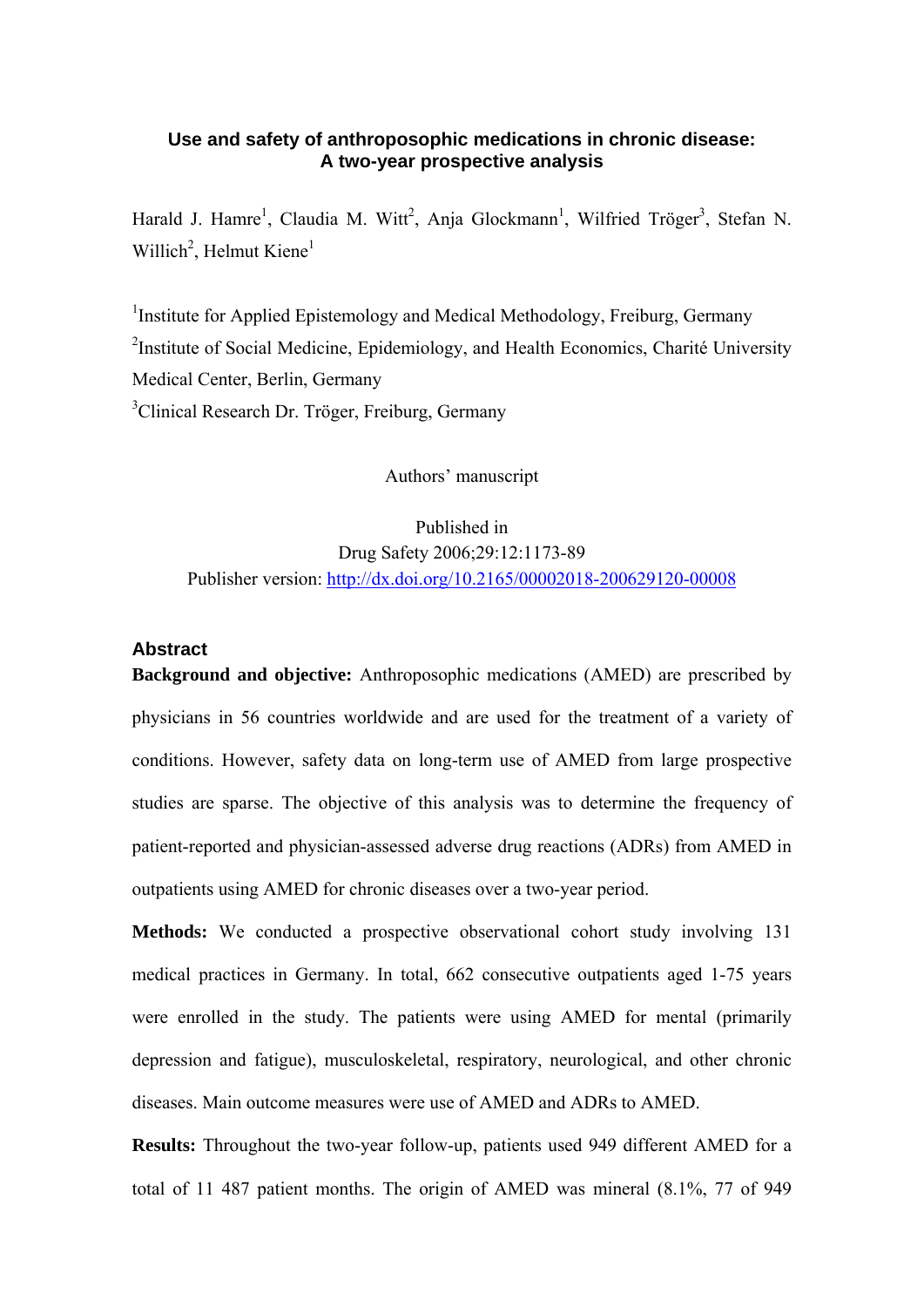# Use and safety of anthroposophic medications in chronic disease: A two-year prospective analysis

Harald J. Hamre[1], Claudia M. Witt[2], Anja Glockmann[1], Wilfried Tröger[3], Stefan N. Willich[2], Helmut Kiene[1]

[1]Institute for Applied Epistemology and Medical Methodology, Freiburg, Germany

[2]Institute of Social Medicine, Epidemiology, and Health Economics, Charité University Medical Center, Berlin, Germany

[3]Clinical Research Dr. Tröger, Freiburg, Germany

Authors' manuscript

Published in
Drug Safety 2006;29:12:1173-89
Publisher version: http://dx.doi.org/10.2165/00002018-200629120-00008

## Abstract

**Background and objective:** Anthroposophic medications (AMED) are prescribed by physicians in 56 countries worldwide and are used for the treatment of a variety of conditions. However, safety data on long-term use of AMED from large prospective studies are sparse. The objective of this analysis was to determine the frequency of patient-reported and physician-assessed adverse drug reactions (ADRs) from AMED in outpatients using AMED for chronic diseases over a two-year period.

**Methods:** We conducted a prospective observational cohort study involving 131 medical practices in Germany. In total, 662 consecutive outpatients aged 1-75 years were enrolled in the study. The patients were using AMED for mental (primarily depression and fatigue), musculoskeletal, respiratory, neurological, and other chronic diseases. Main outcome measures were use of AMED and ADRs to AMED.

**Results:** Throughout the two-year follow-up, patients used 949 different AMED for a total of 11 487 patient months. The origin of AMED was mineral (8.1%, 77 of 949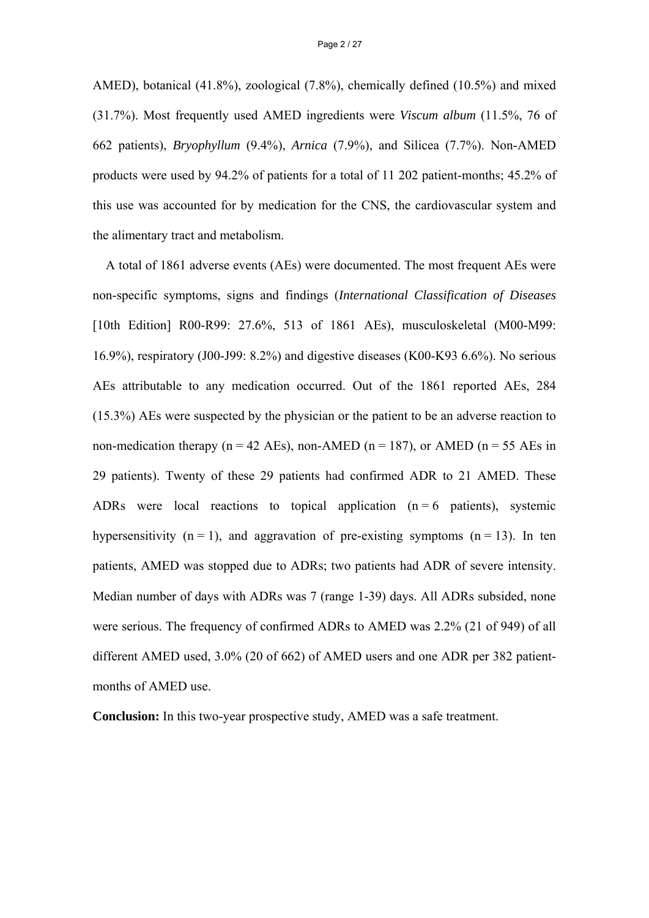AMED), botanical (41.8%), zoological (7.8%), chemically defined (10.5%) and mixed (31.7%). Most frequently used AMED ingredients were *Viscum album* (11.5%, 76 of 662 patients), *Bryophyllum* (9.4%), *Arnica* (7.9%), and Silicea (7.7%). Non-AMED products were used by 94.2% of patients for a total of 11 202 patient-months; 45.2% of this use was accounted for by medication for the CNS, the cardiovascular system and the alimentary tract and metabolism.

A total of 1861 adverse events (AEs) were documented. The most frequent AEs were non-specific symptoms, signs and findings (*International Classification of Diseases* [10th Edition] R00-R99: 27.6%, 513 of 1861 AEs), musculoskeletal (M00-M99: 16.9%), respiratory (J00-J99: 8.2%) and digestive diseases (K00-K93 6.6%). No serious AEs attributable to any medication occurred. Out of the 1861 reported AEs, 284 (15.3%) AEs were suspected by the physician or the patient to be an adverse reaction to non-medication therapy (n = 42 AEs), non-AMED (n = 187), or AMED (n = 55 AEs in 29 patients). Twenty of these 29 patients had confirmed ADR to 21 AMED. These ADRs were local reactions to topical application (n = 6 patients), systemic hypersensitivity (n = 1), and aggravation of pre-existing symptoms (n = 13). In ten patients, AMED was stopped due to ADRs; two patients had ADR of severe intensity. Median number of days with ADRs was 7 (range 1-39) days. All ADRs subsided, none were serious. The frequency of confirmed ADRs to AMED was 2.2% (21 of 949) of all different AMED used, 3.0% (20 of 662) of AMED users and one ADR per 382 patient-months of AMED use.

**Conclusion:** In this two-year prospective study, AMED was a safe treatment.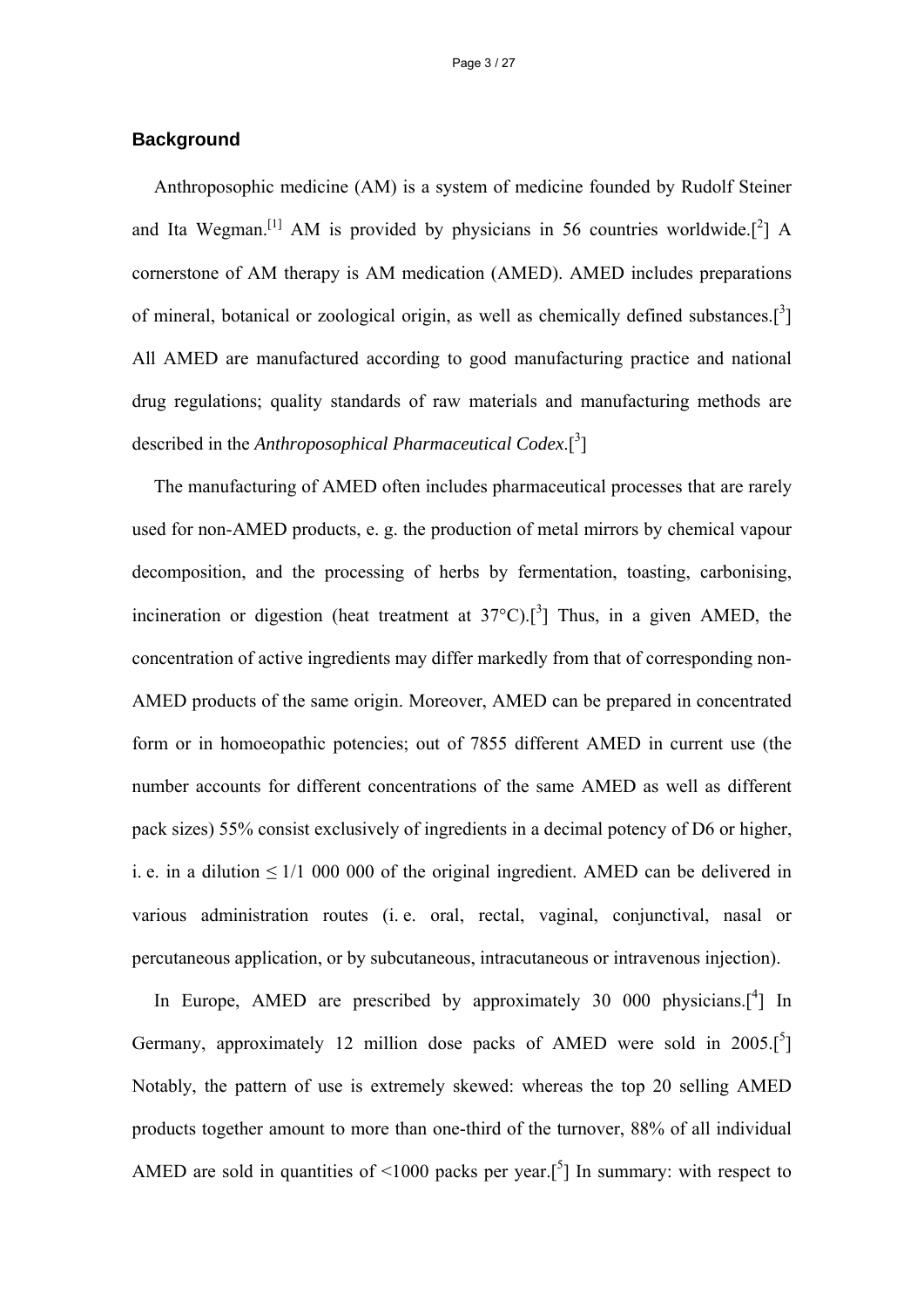## Background

Anthroposophic medicine (AM) is a system of medicine founded by Rudolf Steiner and Ita Wegman.[1] AM is provided by physicians in 56 countries worldwide.[2] A cornerstone of AM therapy is AM medication (AMED). AMED includes preparations of mineral, botanical or zoological origin, as well as chemically defined substances.[3] All AMED are manufactured according to good manufacturing practice and national drug regulations; quality standards of raw materials and manufacturing methods are described in the *Anthroposophical Pharmaceutical Codex*.[3]

The manufacturing of AMED often includes pharmaceutical processes that are rarely used for non-AMED products, e. g. the production of metal mirrors by chemical vapour decomposition, and the processing of herbs by fermentation, toasting, carbonising, incineration or digestion (heat treatment at 37°C).[3] Thus, in a given AMED, the concentration of active ingredients may differ markedly from that of corresponding non-AMED products of the same origin. Moreover, AMED can be prepared in concentrated form or in homoeopathic potencies; out of 7855 different AMED in current use (the number accounts for different concentrations of the same AMED as well as different pack sizes) 55% consist exclusively of ingredients in a decimal potency of D6 or higher, i. e. in a dilution ≤ 1/1 000 000 of the original ingredient. AMED can be delivered in various administration routes (i. e. oral, rectal, vaginal, conjunctival, nasal or percutaneous application, or by subcutaneous, intracutaneous or intravenous injection).

In Europe, AMED are prescribed by approximately 30 000 physicians.[4] In Germany, approximately 12 million dose packs of AMED were sold in 2005.[5] Notably, the pattern of use is extremely skewed: whereas the top 20 selling AMED products together amount to more than one-third of the turnover, 88% of all individual AMED are sold in quantities of <1000 packs per year.[5] In summary: with respect to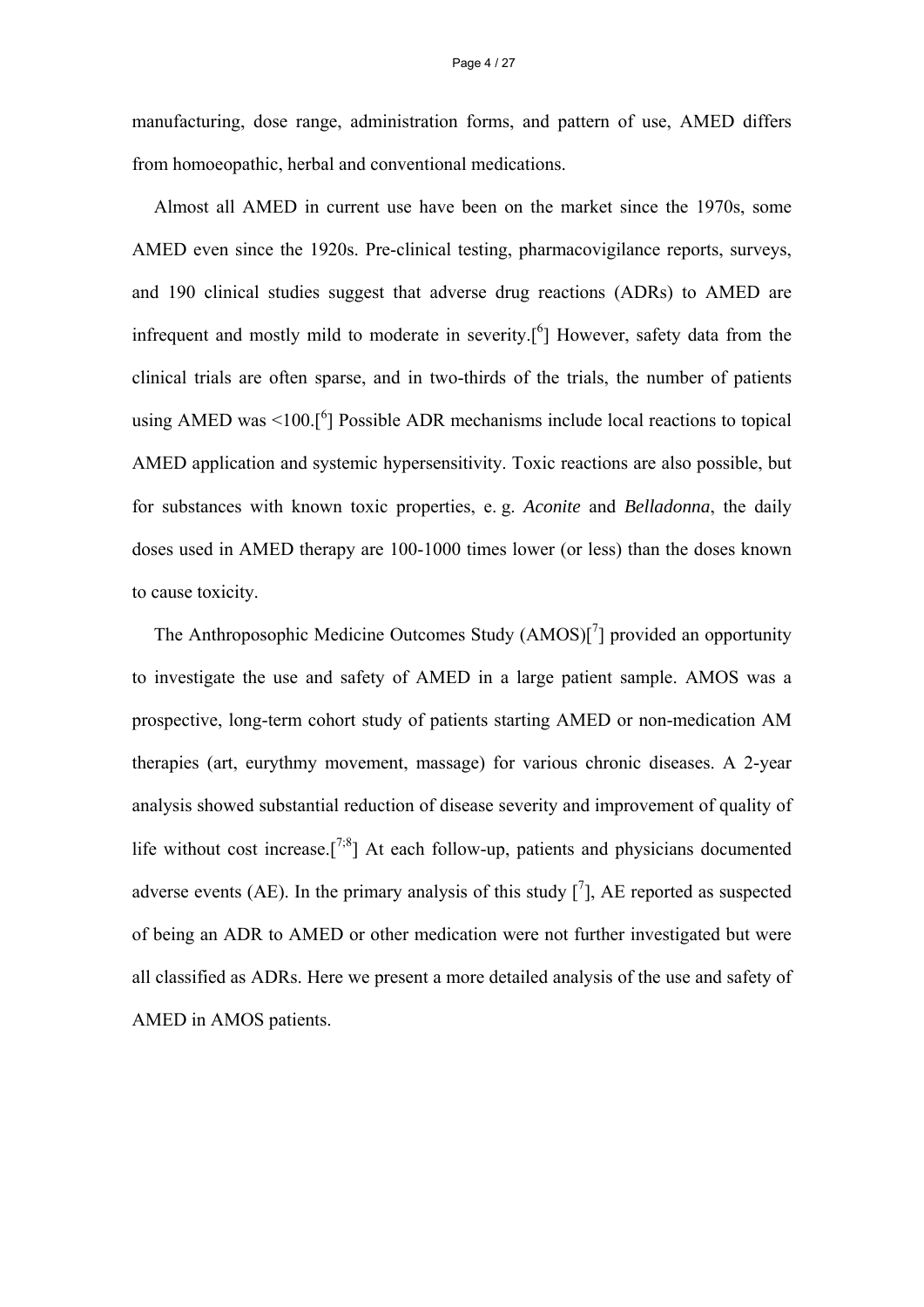manufacturing, dose range, administration forms, and pattern of use, AMED differs from homoeopathic, herbal and conventional medications.

Almost all AMED in current use have been on the market since the 1970s, some AMED even since the 1920s. Pre-clinical testing, pharmacovigilance reports, surveys, and 190 clinical studies suggest that adverse drug reactions (ADRs) to AMED are infrequent and mostly mild to moderate in severity.[6] However, safety data from the clinical trials are often sparse, and in two-thirds of the trials, the number of patients using AMED was <100.[6] Possible ADR mechanisms include local reactions to topical AMED application and systemic hypersensitivity. Toxic reactions are also possible, but for substances with known toxic properties, e. g. *Aconite* and *Belladonna*, the daily doses used in AMED therapy are 100-1000 times lower (or less) than the doses known to cause toxicity.

The Anthroposophic Medicine Outcomes Study (AMOS)[7] provided an opportunity to investigate the use and safety of AMED in a large patient sample. AMOS was a prospective, long-term cohort study of patients starting AMED or non-medication AM therapies (art, eurythmy movement, massage) for various chronic diseases. A 2-year analysis showed substantial reduction of disease severity and improvement of quality of life without cost increase.[7;8] At each follow-up, patients and physicians documented adverse events (AE). In the primary analysis of this study [7], AE reported as suspected of being an ADR to AMED or other medication were not further investigated but were all classified as ADRs. Here we present a more detailed analysis of the use and safety of AMED in AMOS patients.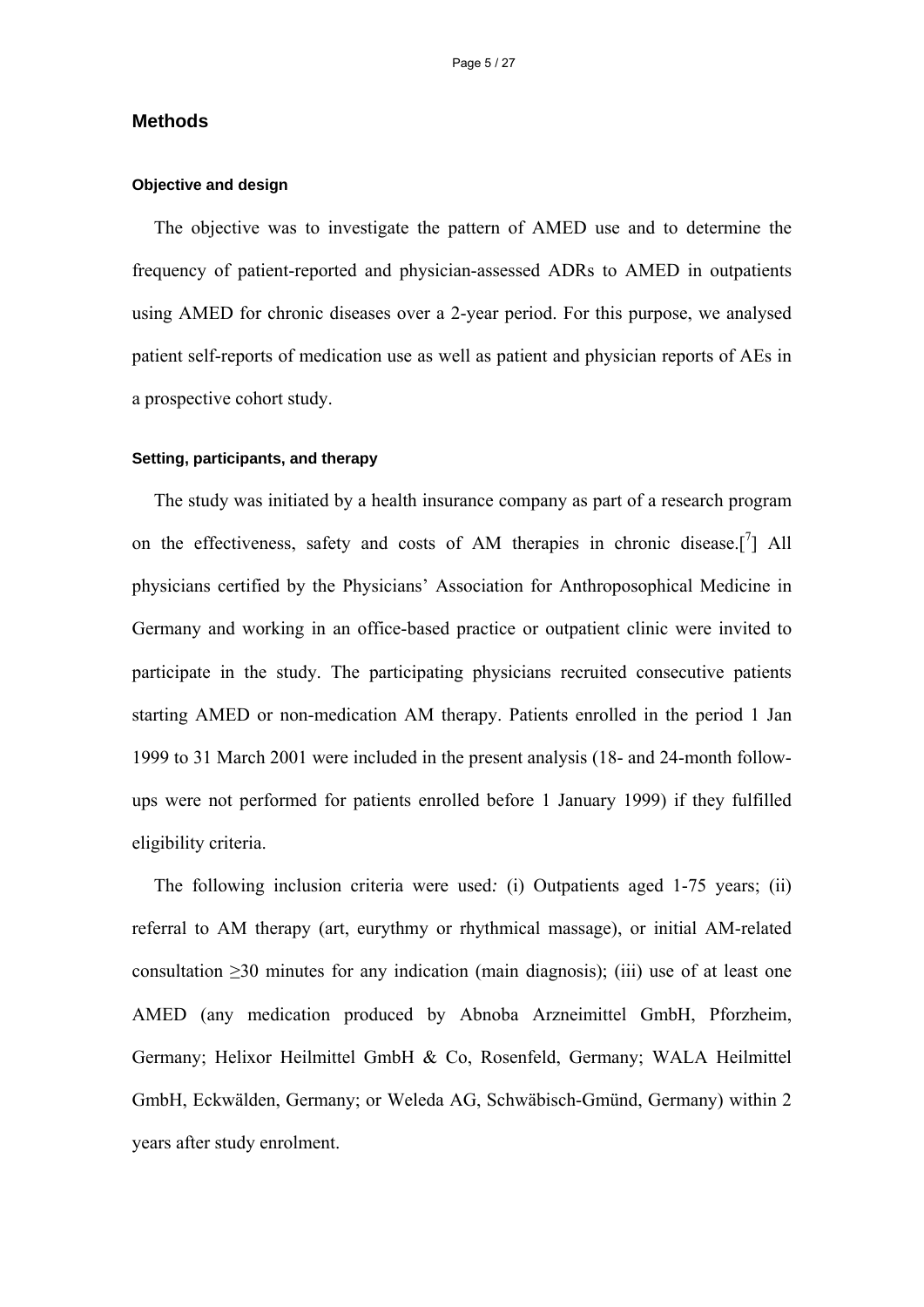## Methods

### Objective and design

The objective was to investigate the pattern of AMED use and to determine the frequency of patient-reported and physician-assessed ADRs to AMED in outpatients using AMED for chronic diseases over a 2-year period. For this purpose, we analysed patient self-reports of medication use as well as patient and physician reports of AEs in a prospective cohort study.

### Setting, participants, and therapy

The study was initiated by a health insurance company as part of a research program on the effectiveness, safety and costs of AM therapies in chronic disease.[7] All physicians certified by the Physicians' Association for Anthroposophical Medicine in Germany and working in an office-based practice or outpatient clinic were invited to participate in the study. The participating physicians recruited consecutive patients starting AMED or non-medication AM therapy. Patients enrolled in the period 1 Jan 1999 to 31 March 2001 were included in the present analysis (18- and 24-month follow-ups were not performed for patients enrolled before 1 January 1999) if they fulfilled eligibility criteria.

The following inclusion criteria were used*:* (i) Outpatients aged 1-75 years; (ii) referral to AM therapy (art, eurythmy or rhythmical massage), or initial AM-related consultation ≥30 minutes for any indication (main diagnosis); (iii) use of at least one AMED (any medication produced by Abnoba Arzneimittel GmbH, Pforzheim, Germany; Helixor Heilmittel GmbH & Co, Rosenfeld, Germany; WALA Heilmittel GmbH, Eckwälden, Germany; or Weleda AG, Schwäbisch-Gmünd, Germany) within 2 years after study enrolment.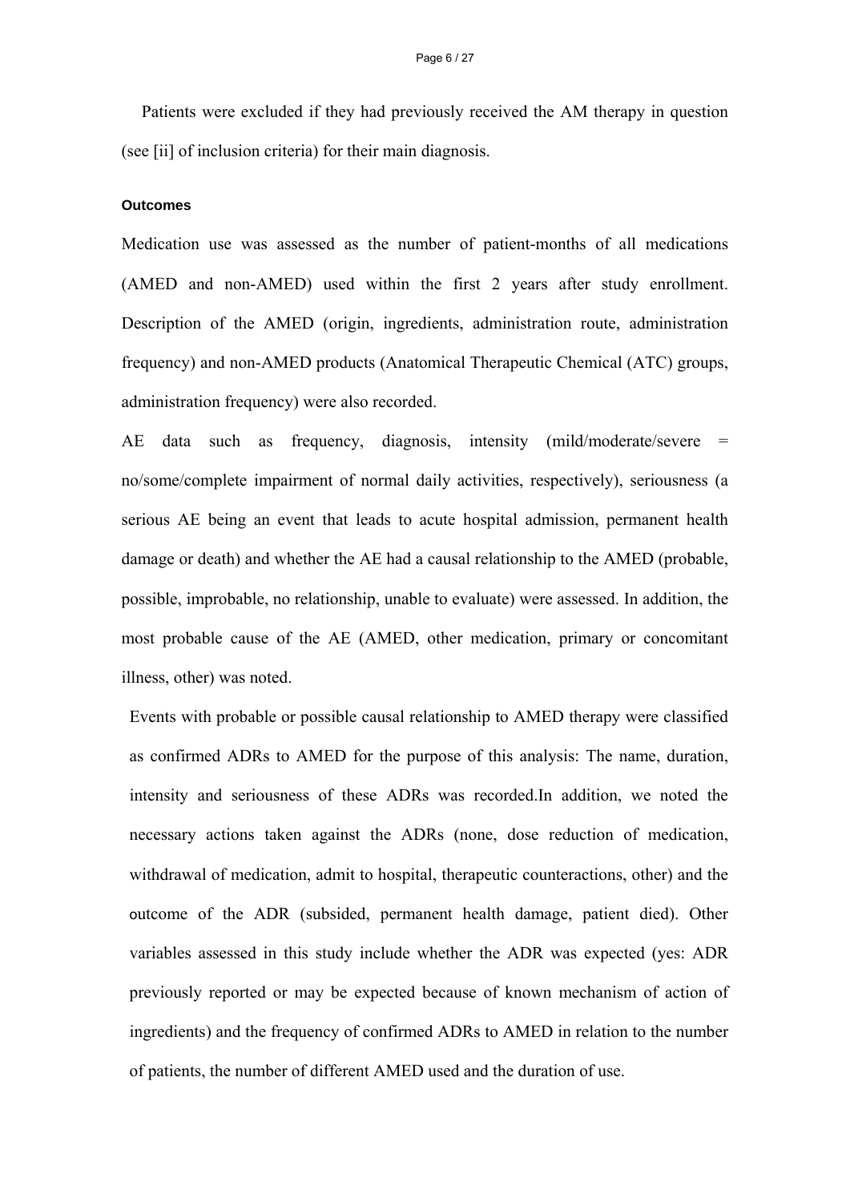Patients were excluded if they had previously received the AM therapy in question (see [ii] of inclusion criteria) for their main diagnosis.

#### Outcomes

Medication use was assessed as the number of patient-months of all medications (AMED and non-AMED) used within the first 2 years after study enrollment. Description of the AMED (origin, ingredients, administration route, administration frequency) and non-AMED products (Anatomical Therapeutic Chemical (ATC) groups, administration frequency) were also recorded.

AE data such as frequency, diagnosis, intensity (mild/moderate/severe = no/some/complete impairment of normal daily activities, respectively), seriousness (a serious AE being an event that leads to acute hospital admission, permanent health damage or death) and whether the AE had a causal relationship to the AMED (probable, possible, improbable, no relationship, unable to evaluate) were assessed. In addition, the most probable cause of the AE (AMED, other medication, primary or concomitant illness, other) was noted.

Events with probable or possible causal relationship to AMED therapy were classified as confirmed ADRs to AMED for the purpose of this analysis: The name, duration, intensity and seriousness of these ADRs was recorded.In addition, we noted the necessary actions taken against the ADRs (none, dose reduction of medication, withdrawal of medication, admit to hospital, therapeutic counteractions, other) and the outcome of the ADR (subsided, permanent health damage, patient died). Other variables assessed in this study include whether the ADR was expected (yes: ADR previously reported or may be expected because of known mechanism of action of ingredients) and the frequency of confirmed ADRs to AMED in relation to the number of patients, the number of different AMED used and the duration of use.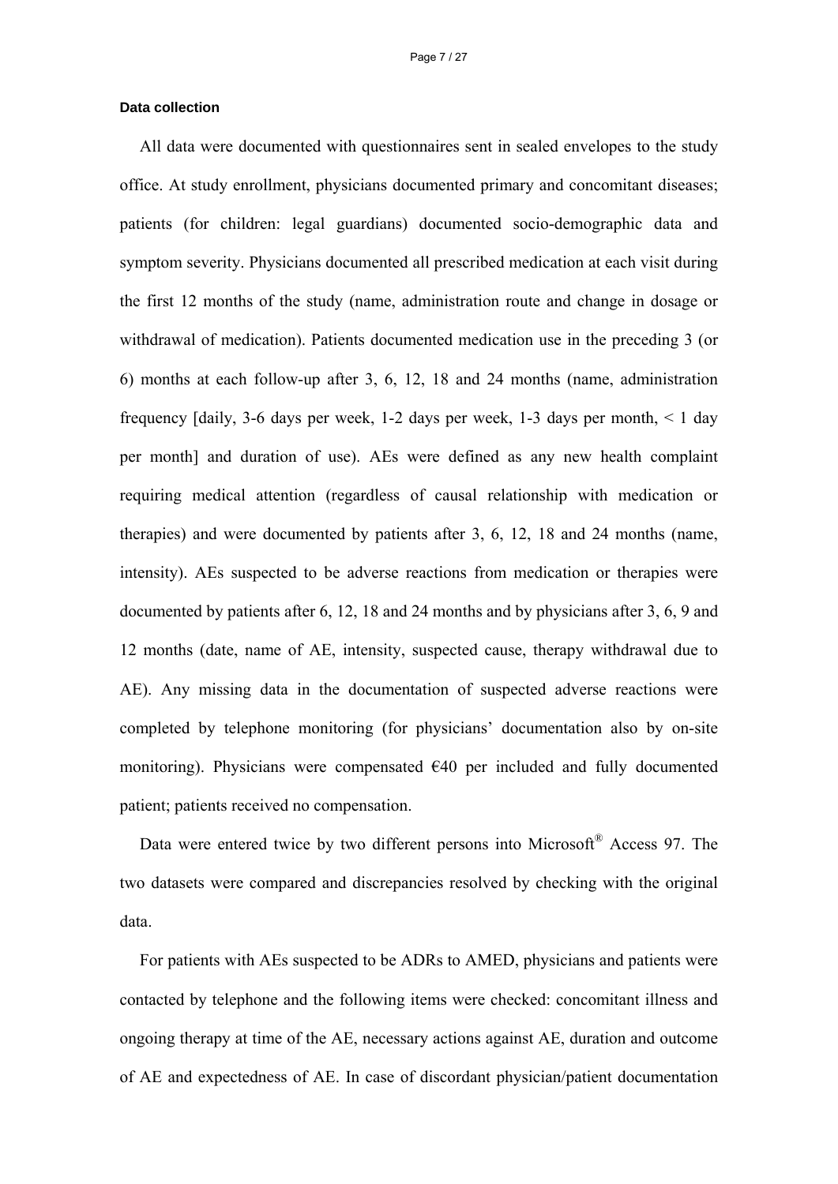**Data collection**

All data were documented with questionnaires sent in sealed envelopes to the study office. At study enrollment, physicians documented primary and concomitant diseases; patients (for children: legal guardians) documented socio-demographic data and symptom severity. Physicians documented all prescribed medication at each visit during the first 12 months of the study (name, administration route and change in dosage or withdrawal of medication). Patients documented medication use in the preceding 3 (or 6) months at each follow-up after 3, 6, 12, 18 and 24 months (name, administration frequency [daily, 3-6 days per week, 1-2 days per week, 1-3 days per month, < 1 day per month] and duration of use). AEs were defined as any new health complaint requiring medical attention (regardless of causal relationship with medication or therapies) and were documented by patients after 3, 6, 12, 18 and 24 months (name, intensity). AEs suspected to be adverse reactions from medication or therapies were documented by patients after 6, 12, 18 and 24 months and by physicians after 3, 6, 9 and 12 months (date, name of AE, intensity, suspected cause, therapy withdrawal due to AE). Any missing data in the documentation of suspected adverse reactions were completed by telephone monitoring (for physicians' documentation also by on-site monitoring). Physicians were compensated €40 per included and fully documented patient; patients received no compensation.

Data were entered twice by two different persons into Microsoft® Access 97. The two datasets were compared and discrepancies resolved by checking with the original data.

For patients with AEs suspected to be ADRs to AMED, physicians and patients were contacted by telephone and the following items were checked: concomitant illness and ongoing therapy at time of the AE, necessary actions against AE, duration and outcome of AE and expectedness of AE. In case of discordant physician/patient documentation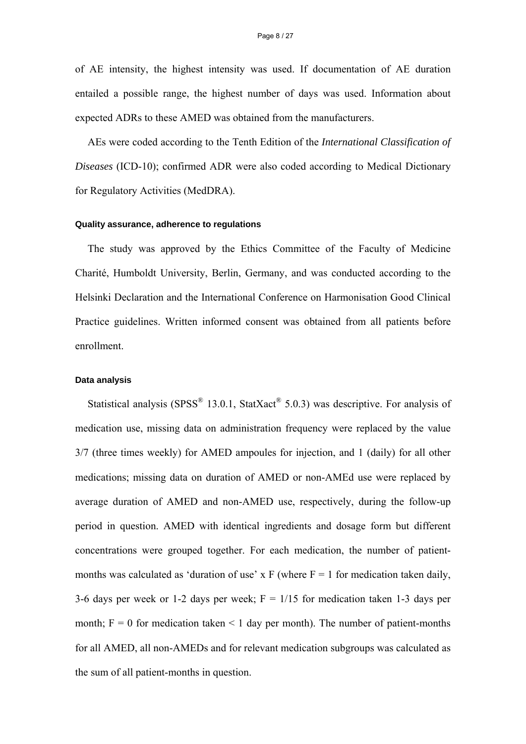of AE intensity, the highest intensity was used. If documentation of AE duration entailed a possible range, the highest number of days was used. Information about expected ADRs to these AMED was obtained from the manufacturers.

AEs were coded according to the Tenth Edition of the *International Classification of Diseases* (ICD-10); confirmed ADR were also coded according to Medical Dictionary for Regulatory Activities (MedDRA).

#### Quality assurance, adherence to regulations

The study was approved by the Ethics Committee of the Faculty of Medicine Charité, Humboldt University, Berlin, Germany, and was conducted according to the Helsinki Declaration and the International Conference on Harmonisation Good Clinical Practice guidelines. Written informed consent was obtained from all patients before enrollment.

#### Data analysis

Statistical analysis (SPSS® 13.0.1, StatXact® 5.0.3) was descriptive. For analysis of medication use, missing data on administration frequency were replaced by the value 3/7 (three times weekly) for AMED ampoules for injection, and 1 (daily) for all other medications; missing data on duration of AMED or non-AMEd use were replaced by average duration of AMED and non-AMED use, respectively, during the follow-up period in question. AMED with identical ingredients and dosage form but different concentrations were grouped together. For each medication, the number of patient-months was calculated as 'duration of use' x F (where $F = 1$ for medication taken daily, 3-6 days per week or 1-2 days per week; $F = 1/15$ for medication taken 1-3 days per month; $F = 0$ for medication taken < 1 day per month). The number of patient-months for all AMED, all non-AMEDs and for relevant medication subgroups was calculated as the sum of all patient-months in question.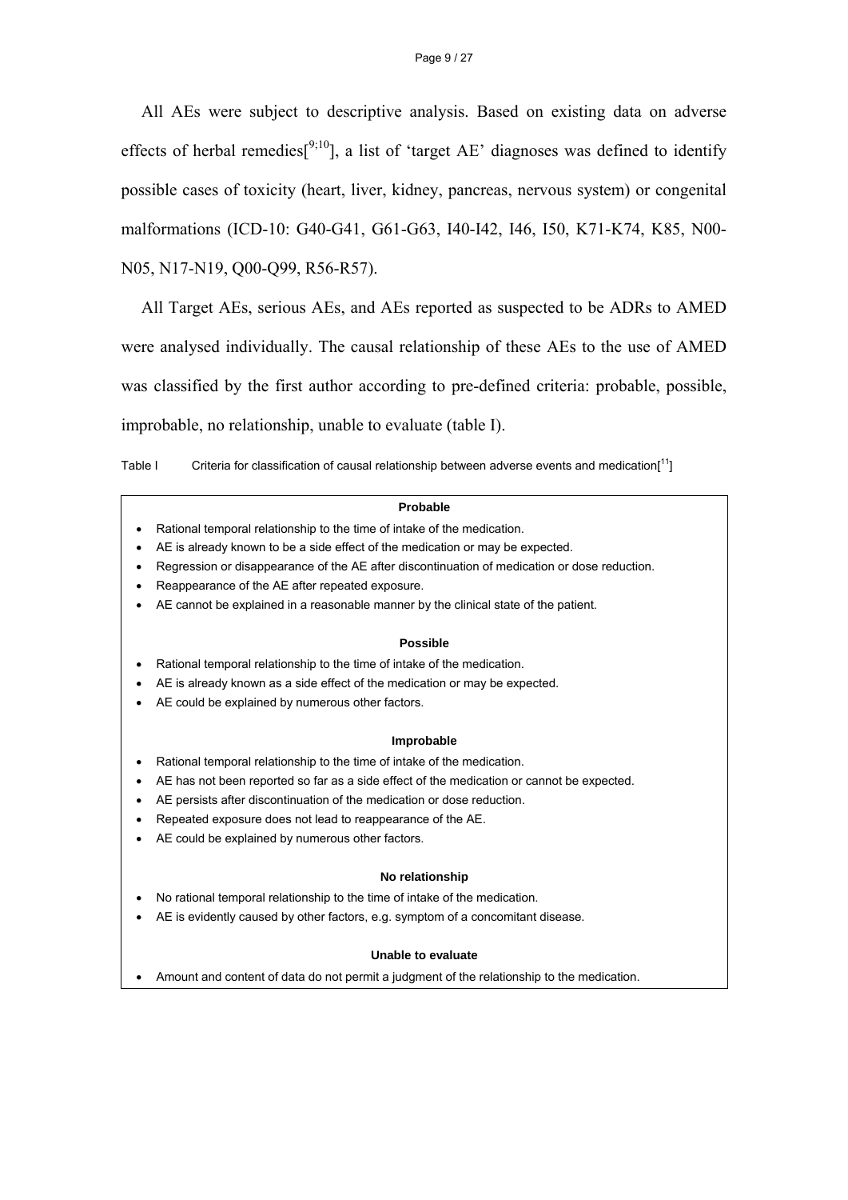All AEs were subject to descriptive analysis. Based on existing data on adverse effects of herbal remedies[9;10], a list of 'target AE' diagnoses was defined to identify possible cases of toxicity (heart, liver, kidney, pancreas, nervous system) or congenital malformations (ICD-10: G40-G41, G61-G63, I40-I42, I46, I50, K71-K74, K85, N00-N05, N17-N19, Q00-Q99, R56-R57).

All Target AEs, serious AEs, and AEs reported as suspected to be ADRs to AMED were analysed individually. The causal relationship of these AEs to the use of AMED was classified by the first author according to pre-defined criteria: probable, possible, improbable, no relationship, unable to evaluate (table I).

Table I Criteria for classification of causal relationship between adverse events and medication[11]

**Probable**

- Rational temporal relationship to the time of intake of the medication.
- AE is already known to be a side effect of the medication or may be expected.
- Regression or disappearance of the AE after discontinuation of medication or dose reduction.
- Reappearance of the AE after repeated exposure.
- AE cannot be explained in a reasonable manner by the clinical state of the patient.

**Possible**

- Rational temporal relationship to the time of intake of the medication.
- AE is already known as a side effect of the medication or may be expected.
- AE could be explained by numerous other factors.

**Improbable**

- Rational temporal relationship to the time of intake of the medication.
- AE has not been reported so far as a side effect of the medication or cannot be expected.
- AE persists after discontinuation of the medication or dose reduction.
- Repeated exposure does not lead to reappearance of the AE.
- AE could be explained by numerous other factors.

**No relationship**

- No rational temporal relationship to the time of intake of the medication.
- AE is evidently caused by other factors, e.g. symptom of a concomitant disease.

**Unable to evaluate**

- Amount and content of data do not permit a judgment of the relationship to the medication.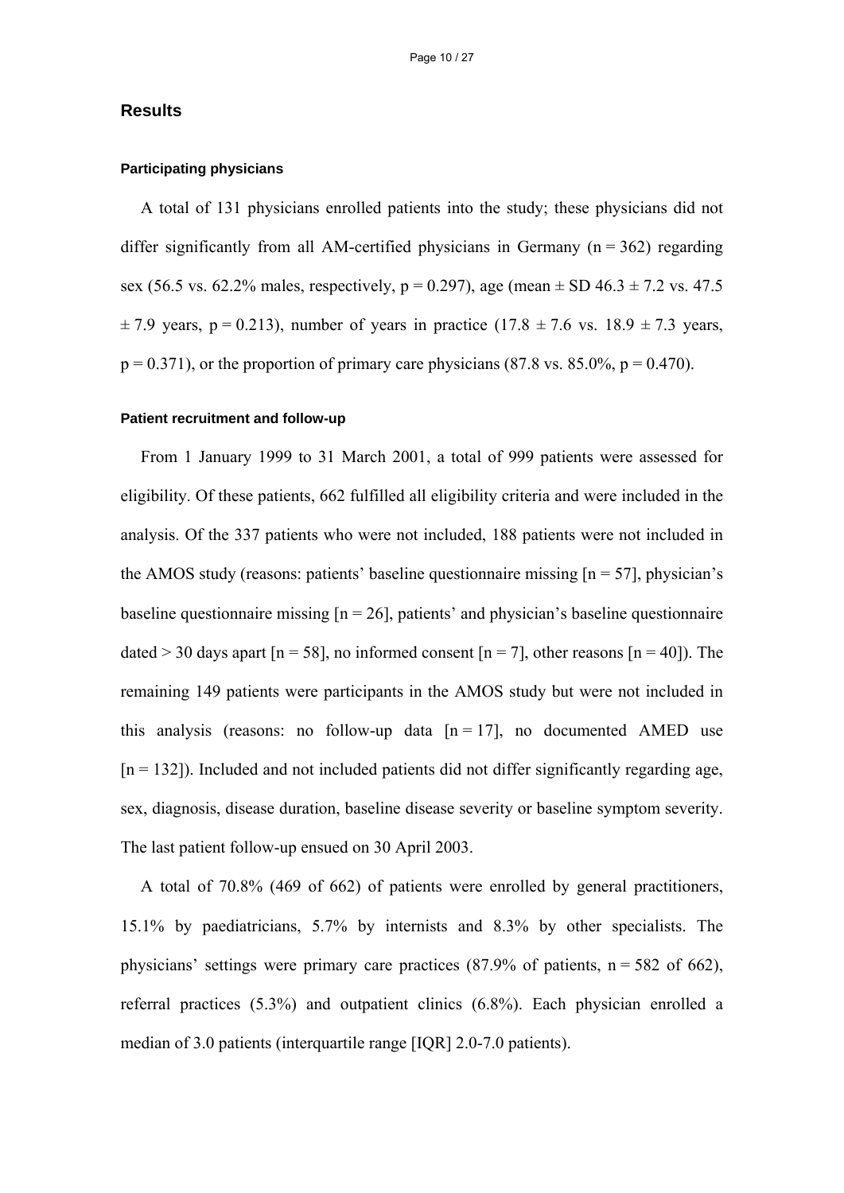## Results

### Participating physicians

A total of 131 physicians enrolled patients into the study; these physicians did not differ significantly from all AM-certified physicians in Germany (n = 362) regarding sex (56.5 vs. 62.2% males, respectively, $p = 0.297$), age (mean ± SD 46.3 ± 7.2 vs. 47.5 ± 7.9 years, $p = 0.213$), number of years in practice (17.8 ± 7.6 vs. 18.9 ± 7.3 years, $p = 0.371$), or the proportion of primary care physicians (87.8 vs. 85.0%, $p = 0.470$).

### Patient recruitment and follow-up

From 1 January 1999 to 31 March 2001, a total of 999 patients were assessed for eligibility. Of these patients, 662 fulfilled all eligibility criteria and were included in the analysis. Of the 337 patients who were not included, 188 patients were not included in the AMOS study (reasons: patients' baseline questionnaire missing [n = 57], physician's baseline questionnaire missing [n = 26], patients' and physician's baseline questionnaire dated > 30 days apart [n = 58], no informed consent [n = 7], other reasons [n = 40]). The remaining 149 patients were participants in the AMOS study but were not included in this analysis (reasons: no follow-up data [n = 17], no documented AMED use [n = 132]). Included and not included patients did not differ significantly regarding age, sex, diagnosis, disease duration, baseline disease severity or baseline symptom severity. The last patient follow-up ensued on 30 April 2003.

A total of 70.8% (469 of 662) of patients were enrolled by general practitioners, 15.1% by paediatricians, 5.7% by internists and 8.3% by other specialists. The physicians' settings were primary care practices (87.9% of patients, n = 582 of 662), referral practices (5.3%) and outpatient clinics (6.8%). Each physician enrolled a median of 3.0 patients (interquartile range [IQR] 2.0-7.0 patients).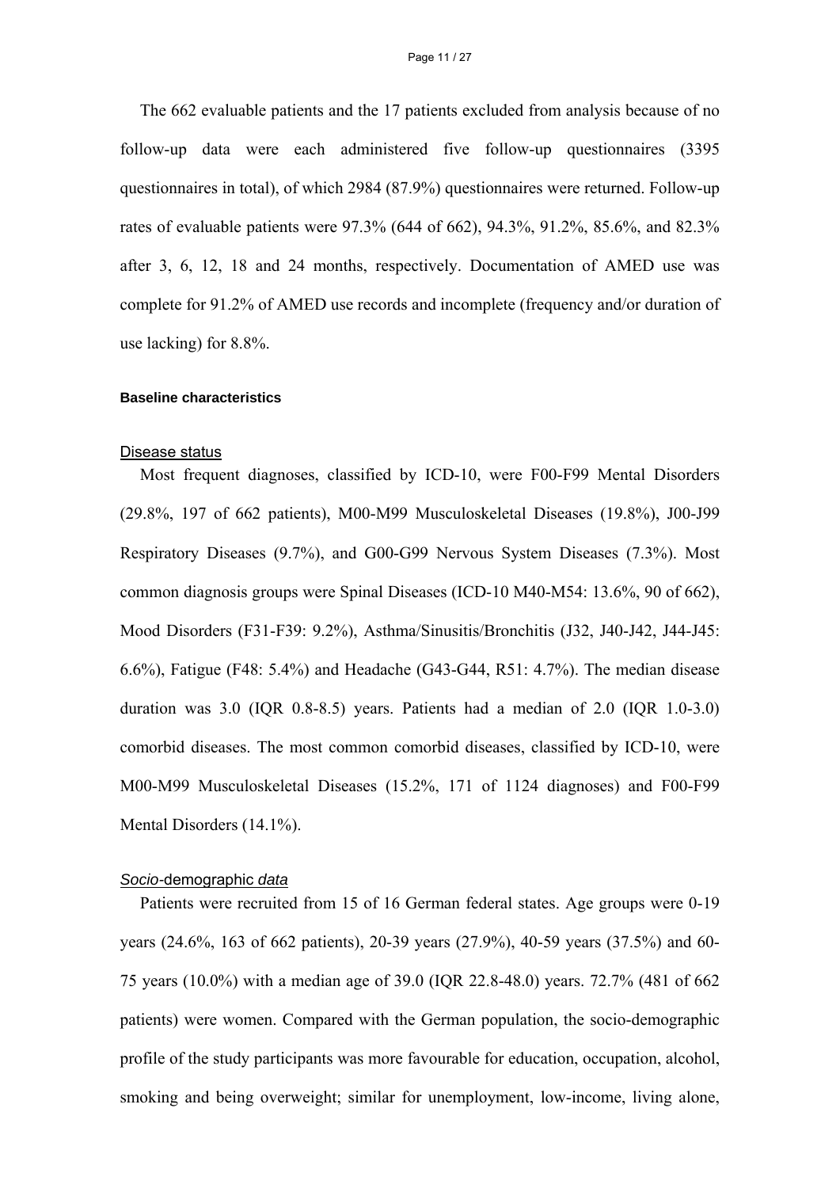The 662 evaluable patients and the 17 patients excluded from analysis because of no follow-up data were each administered five follow-up questionnaires (3395 questionnaires in total), of which 2984 (87.9%) questionnaires were returned. Follow-up rates of evaluable patients were 97.3% (644 of 662), 94.3%, 91.2%, 85.6%, and 82.3% after 3, 6, 12, 18 and 24 months, respectively. Documentation of AMED use was complete for 91.2% of AMED use records and incomplete (frequency and/or duration of use lacking) for 8.8%.

### Baseline characteristics

#### Disease status

Most frequent diagnoses, classified by ICD-10, were F00-F99 Mental Disorders (29.8%, 197 of 662 patients), M00-M99 Musculoskeletal Diseases (19.8%), J00-J99 Respiratory Diseases (9.7%), and G00-G99 Nervous System Diseases (7.3%). Most common diagnosis groups were Spinal Diseases (ICD-10 M40-M54: 13.6%, 90 of 662), Mood Disorders (F31-F39: 9.2%), Asthma/Sinusitis/Bronchitis (J32, J40-J42, J44-J45: 6.6%), Fatigue (F48: 5.4%) and Headache (G43-G44, R51: 4.7%). The median disease duration was 3.0 (IQR 0.8-8.5) years. Patients had a median of 2.0 (IQR 1.0-3.0) comorbid diseases. The most common comorbid diseases, classified by ICD-10, were M00-M99 Musculoskeletal Diseases (15.2%, 171 of 1124 diagnoses) and F00-F99 Mental Disorders (14.1%).

#### *Socio*-demographic *data*

Patients were recruited from 15 of 16 German federal states. Age groups were 0-19 years (24.6%, 163 of 662 patients), 20-39 years (27.9%), 40-59 years (37.5%) and 60-75 years (10.0%) with a median age of 39.0 (IQR 22.8-48.0) years. 72.7% (481 of 662 patients) were women. Compared with the German population, the socio-demographic profile of the study participants was more favourable for education, occupation, alcohol, smoking and being overweight; similar for unemployment, low-income, living alone,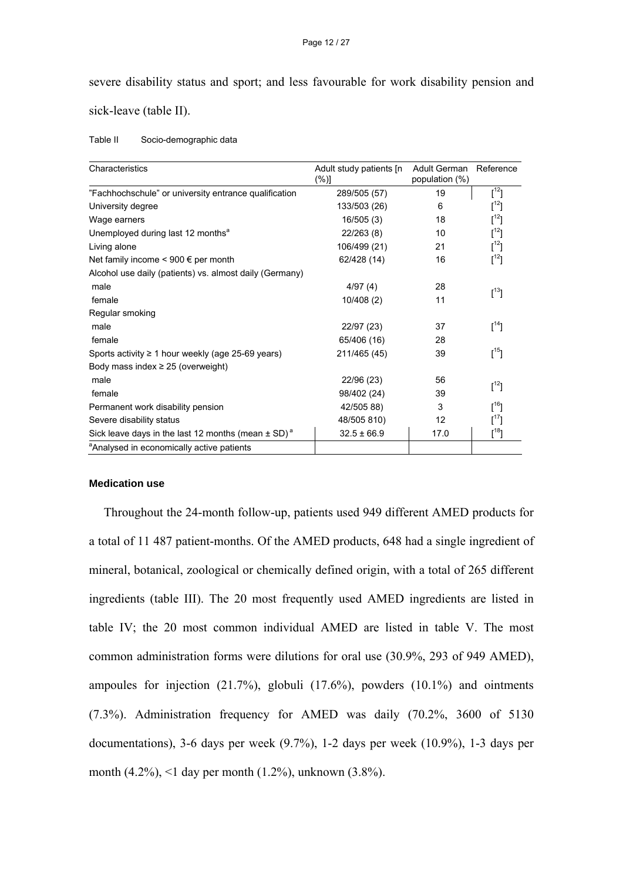severe disability status and sport; and less favourable for work disability pension and sick-leave (table II).

Table II Socio-demographic data

| Characteristics | Adult study patients [n (%)] | Adult German population (%) | Reference |
|---|---|---|---|
| "Fachhochschule" or university entrance qualification | 289/505 (57) | 19 | [12] |
| University degree | 133/503 (26) | 6 | [12] |
| Wage earners | 16/505 (3) | 18 | [12] |
| Unemployed during last 12 months[a] | 22/263 (8) | 10 | [12] |
| Living alone | 106/499 (21) | 21 | [12] |
| Net family income < 900 € per month | 62/428 (14) | 16 | [12] |
| Alcohol use daily (patients) vs. almost daily (Germany) | | | |
| male | 4/97 (4) | 28 | [13] |
| female | 10/408 (2) | 11 | |
| Regular smoking | | | |
| male | 22/97 (23) | 37 | [14] |
| female | 65/406 (16) | 28 | |
| Sports activity ≥ 1 hour weekly (age 25-69 years) | 211/465 (45) | 39 | [15] |
| Body mass index ≥ 25 (overweight) | | | |
| male | 22/96 (23) | 56 | [12] |
| female | 98/402 (24) | 39 | |
| Permanent work disability pension | 42/505 88) | 3 | [16] |
| Severe disability status | 48/505 810) | 12 | [17] |
| Sick leave days in the last 12 months (mean ± SD)[a] | 32.5 ± 66.9 | 17.0 | [18] |
| [a]Analysed in economically active patients | | | |

**Medication use**

Throughout the 24-month follow-up, patients used 949 different AMED products for a total of 11 487 patient-months. Of the AMED products, 648 had a single ingredient of mineral, botanical, zoological or chemically defined origin, with a total of 265 different ingredients (table III). The 20 most frequently used AMED ingredients are listed in table IV; the 20 most common individual AMED are listed in table V. The most common administration forms were dilutions for oral use (30.9%, 293 of 949 AMED), ampoules for injection (21.7%), globuli (17.6%), powders (10.1%) and ointments (7.3%). Administration frequency for AMED was daily (70.2%, 3600 of 5130 documentations), 3-6 days per week (9.7%), 1-2 days per week (10.9%), 1-3 days per month (4.2%), <1 day per month (1.2%), unknown (3.8%).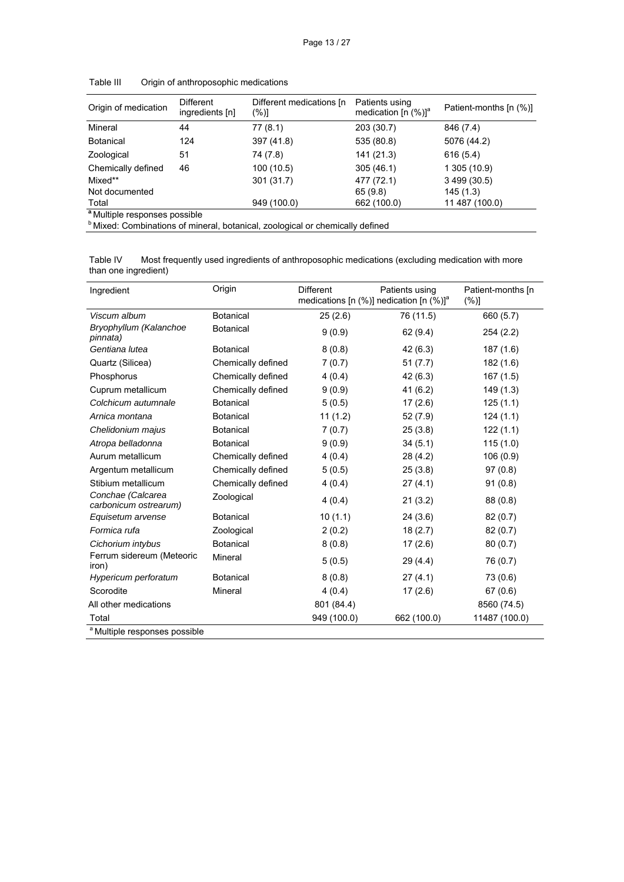Table III Origin of anthroposophic medications

| Origin of medication | Different ingredients [n] | Different medications [n (%)] | Patients using medication [n (%)][a] | Patient-months [n (%)] |
|---|---|---|---|---|
| Mineral | 44 | 77 (8.1) | 203 (30.7) | 846 (7.4) |
| Botanical | 124 | 397 (41.8) | 535 (80.8) | 5076 (44.2) |
| Zoological | 51 | 74 (7.8) | 141 (21.3) | 616 (5.4) |
| Chemically defined | 46 | 100 (10.5) | 305 (46.1) | 1 305 (10.9) |
| Mixed** | | 301 (31.7) | 477 (72.1) | 3 499 (30.5) |
| Not documented | | | 65 (9.8) | 145 (1.3) |
| Total | | 949 (100.0) | 662 (100.0) | 11 487 (100.0) |

[a] Multiple responses possible

[b] Mixed: Combinations of mineral, botanical, zoological or chemically defined

Table IV Most frequently used ingredients of anthroposophic medications (excluding medication with more than one ingredient)

| Ingredient | Origin | Different medications [n (%)] | Patients using medication [n (%)][a] | Patient-months [n (%)] |
|---|---|---|---|---|
| *Viscum album* | Botanical | 25 (2.6) | 76 (11.5) | 660 (5.7) |
| *Bryophyllum (Kalanchoe pinnata)* | Botanical | 9 (0.9) | 62 (9.4) | 254 (2.2) |
| *Gentiana lutea* | Botanical | 8 (0.8) | 42 (6.3) | 187 (1.6) |
| Quartz (Silicea) | Chemically defined | 7 (0.7) | 51 (7.7) | 182 (1.6) |
| Phosphorus | Chemically defined | 4 (0.4) | 42 (6.3) | 167 (1.5) |
| Cuprum metallicum | Chemically defined | 9 (0.9) | 41 (6.2) | 149 (1.3) |
| *Colchicum autumnale* | Botanical | 5 (0.5) | 17 (2.6) | 125 (1.1) |
| *Arnica montana* | Botanical | 11 (1.2) | 52 (7.9) | 124 (1.1) |
| *Chelidonium majus* | Botanical | 7 (0.7) | 25 (3.8) | 122 (1.1) |
| *Atropa belladonna* | Botanical | 9 (0.9) | 34 (5.1) | 115 (1.0) |
| Aurum metallicum | Chemically defined | 4 (0.4) | 28 (4.2) | 106 (0.9) |
| Argentum metallicum | Chemically defined | 5 (0.5) | 25 (3.8) | 97 (0.8) |
| Stibium metallicum | Chemically defined | 4 (0.4) | 27 (4.1) | 91 (0.8) |
| *Conchae (Calcarea carbonicum ostrearum)* | Zoological | 4 (0.4) | 21 (3.2) | 88 (0.8) |
| *Equisetum arvense* | Botanical | 10 (1.1) | 24 (3.6) | 82 (0.7) |
| *Formica rufa* | Zoological | 2 (0.2) | 18 (2.7) | 82 (0.7) |
| *Cichorium intybus* | Botanical | 8 (0.8) | 17 (2.6) | 80 (0.7) |
| Ferrum sidereum (Meteoric iron) | Mineral | 5 (0.5) | 29 (4.4) | 76 (0.7) |
| *Hypericum perforatum* | Botanical | 8 (0.8) | 27 (4.1) | 73 (0.6) |
| Scorodite | Mineral | 4 (0.4) | 17 (2.6) | 67 (0.6) |
| All other medications | | 801 (84.4) | | 8560 (74.5) |
| Total | | 949 (100.0) | 662 (100.0) | 11487 (100.0) |

[a] Multiple responses possible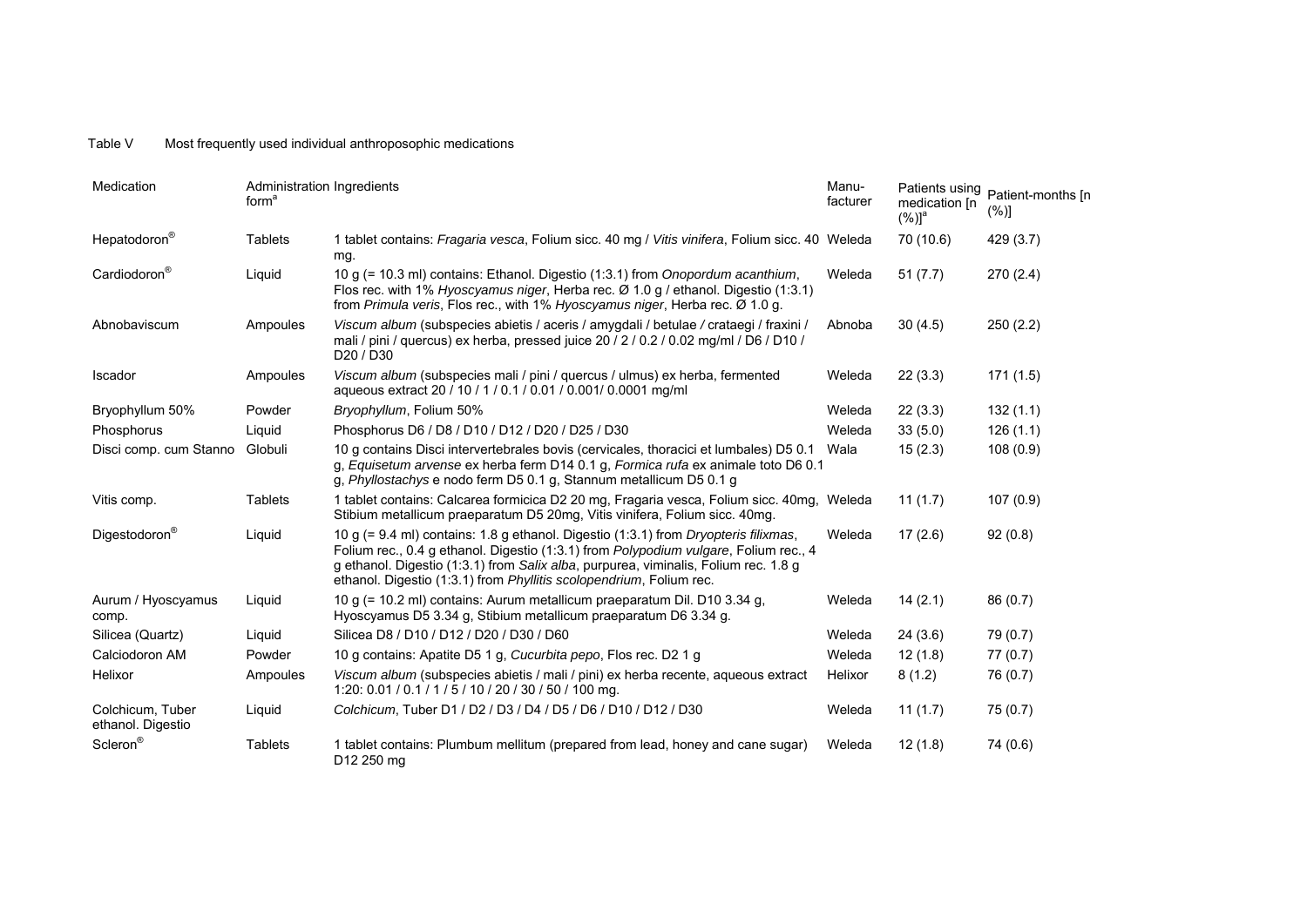Table V Most frequently used individual anthroposophic medications

| Medication | Administration form[a] | Ingredients | Manu-facturer | Patients using medication [n (%)][a] | Patient-months [n (%)] |
|---|---|---|---|---|---|
| Hepatodoron® | Tablets | 1 tablet contains: *Fragaria vesca*, Folium sicc. 40 mg / *Vitis vinifera*, Folium sicc. 40 mg. | Weleda | 70 (10.6) | 429 (3.7) |
| Cardiodoron® | Liquid | 10 g (= 10.3 ml) contains: Ethanol. Digestio (1:3.1) from *Onopordum acanthium*, Flos rec. with 1% *Hyoscyamus niger*, Herba rec. Ø 1.0 g / ethanol. Digestio (1:3.1) from *Primula veris*, Flos rec., with 1% *Hyoscyamus niger*, Herba rec. Ø 1.0 g. | Weleda | 51 (7.7) | 270 (2.4) |
| Abnobaviscum | Ampoules | *Viscum album* (subspecies abietis / aceris / amygdali / betulae / crataegi / fraxini / mali / pini / quercus) ex herba, pressed juice 20 / 2 / 0.2 / 0.02 mg/ml / D6 / D10 / D20 / D30 | Abnoba | 30 (4.5) | 250 (2.2) |
| Iscador | Ampoules | *Viscum album* (subspecies mali / pini / quercus / ulmus) ex herba, fermented aqueous extract 20 / 10 / 1 / 0.1 / 0.01 / 0.001/ 0.0001 mg/ml | Weleda | 22 (3.3) | 171 (1.5) |
| Bryophyllum 50% | Powder | *Bryophyllum*, Folium 50% | Weleda | 22 (3.3) | 132 (1.1) |
| Phosphorus | Liquid | Phosphorus D6 / D8 / D10 / D12 / D20 / D25 / D30 | Weleda | 33 (5.0) | 126 (1.1) |
| Disci comp. cum Stanno | Globuli | 10 g contains Disci intervertebrales bovis (cervicales, thoracici et lumbales) D5 0.1 g, *Equisetum arvense* ex herba ferm D14 0.1 g, *Formica rufa* ex animale toto D6 0.1 g, *Phyllostachys* e nodo ferm D5 0.1 g, Stannum metallicum D5 0.1 g | Wala | 15 (2.3) | 108 (0.9) |
| Vitis comp. | Tablets | 1 tablet contains: Calcarea formicica D2 20 mg, Fragaria vesca, Folium sicc. 40mg, Stibium metallicum praeparatum D5 20mg, Vitis vinifera, Folium sicc. 40mg. | Weleda | 11 (1.7) | 107 (0.9) |
| Digestodoron® | Liquid | 10 g (= 9.4 ml) contains: 1.8 g ethanol. Digestio (1:3.1) from *Dryopteris filixmas*, Folium rec., 0.4 g ethanol. Digestio (1:3.1) from *Polypodium vulgare*, Folium rec., 4 g ethanol. Digestio (1:3.1) from *Salix alba*, purpurea, viminalis, Folium rec. 1.8 g ethanol. Digestio (1:3.1) from *Phyllitis scolopendrium*, Folium rec. | Weleda | 17 (2.6) | 92 (0.8) |
| Aurum / Hyoscyamus comp. | Liquid | 10 g (= 10.2 ml) contains: Aurum metallicum praeparatum Dil. D10 3.34 g, Hyoscyamus D5 3.34 g, Stibium metallicum praeparatum D6 3.34 g. | Weleda | 14 (2.1) | 86 (0.7) |
| Silicea (Quartz) | Liquid | Silicea D8 / D10 / D12 / D20 / D30 / D60 | Weleda | 24 (3.6) | 79 (0.7) |
| Calciodoron AM | Powder | 10 g contains: Apatite D5 1 g, *Cucurbita pepo*, Flos rec. D2 1 g | Weleda | 12 (1.8) | 77 (0.7) |
| Helixor | Ampoules | *Viscum album* (subspecies abietis / mali / pini) ex herba recente, aqueous extract 1:20: 0.01 / 0.1 / 1 / 5 / 10 / 20 / 30 / 50 / 100 mg. | Helixor | 8 (1.2) | 76 (0.7) |
| Colchicum, Tuber ethanol. Digestio | Liquid | *Colchicum*, Tuber D1 / D2 / D3 / D4 / D5 / D6 / D10 / D12 / D30 | Weleda | 11 (1.7) | 75 (0.7) |
| Scleron® | Tablets | 1 tablet contains: Plumbum mellitum (prepared from lead, honey and cane sugar) D12 250 mg | Weleda | 12 (1.8) | 74 (0.6) |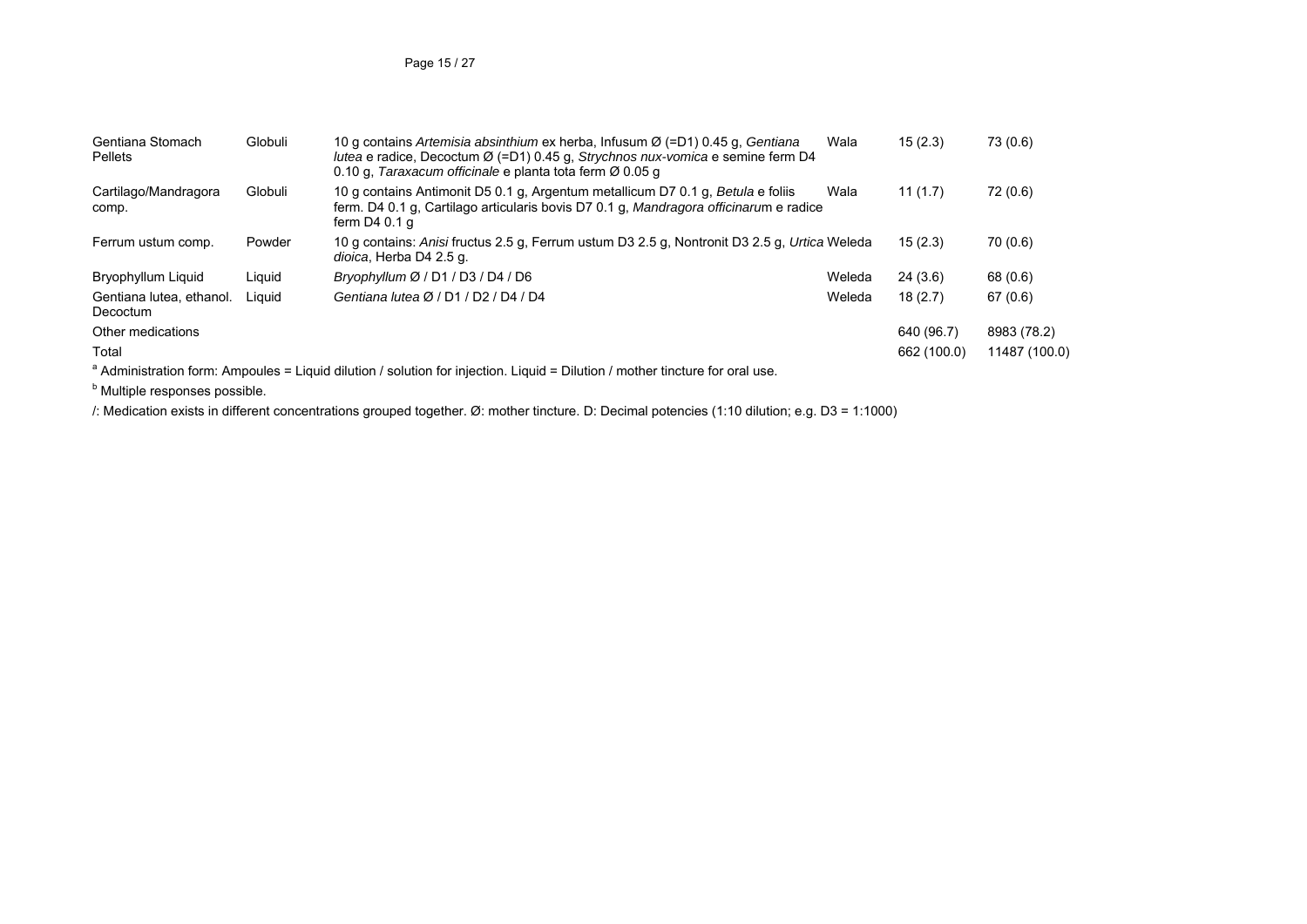| | | | | | |
|---|---|---|---|---|---|
| Gentiana Stomach Pellets | Globuli | 10 g contains *Artemisia absinthium* ex herba, Infusum Ø (=D1) 0.45 g, *Gentiana lutea* e radice, Decoctum Ø (=D1) 0.45 g, *Strychnos nux-vomica* e semine ferm D4 0.10 g, *Taraxacum officinale* e planta tota ferm Ø 0.05 g | Wala | 15 (2.3) | 73 (0.6) |
| Cartilago/Mandragora comp. | Globuli | 10 g contains Antimonit D5 0.1 g, Argentum metallicum D7 0.1 g, *Betula* e foliis ferm. D4 0.1 g, Cartilago articularis bovis D7 0.1 g, *Mandragora officinaru*m e radice ferm D4 0.1 g | Wala | 11 (1.7) | 72 (0.6) |
| Ferrum ustum comp. | Powder | 10 g contains: *Anisi* fructus 2.5 g, Ferrum ustum D3 2.5 g, Nontronit D3 2.5 g, *Urtica dioica*, Herba D4 2.5 g. | Weleda | 15 (2.3) | 70 (0.6) |
| Bryophyllum Liquid | Liquid | *Bryophyllum* Ø / D1 / D3 / D4 / D6 | Weleda | 24 (3.6) | 68 (0.6) |
| Gentiana lutea, ethanol. Decoctum | Liquid | *Gentiana lutea* Ø / D1 / D2 / D4 / D4 | Weleda | 18 (2.7) | 67 (0.6) |
| Other medications | | | | 640 (96.7) | 8983 (78.2) |
| Total | | | | 662 (100.0) | 11487 (100.0) |

[a] Administration form: Ampoules = Liquid dilution / solution for injection. Liquid = Dilution / mother tincture for oral use.

[b] Multiple responses possible.

/: Medication exists in different concentrations grouped together. Ø: mother tincture. D: Decimal potencies (1:10 dilution; e.g. D3 = 1:1000)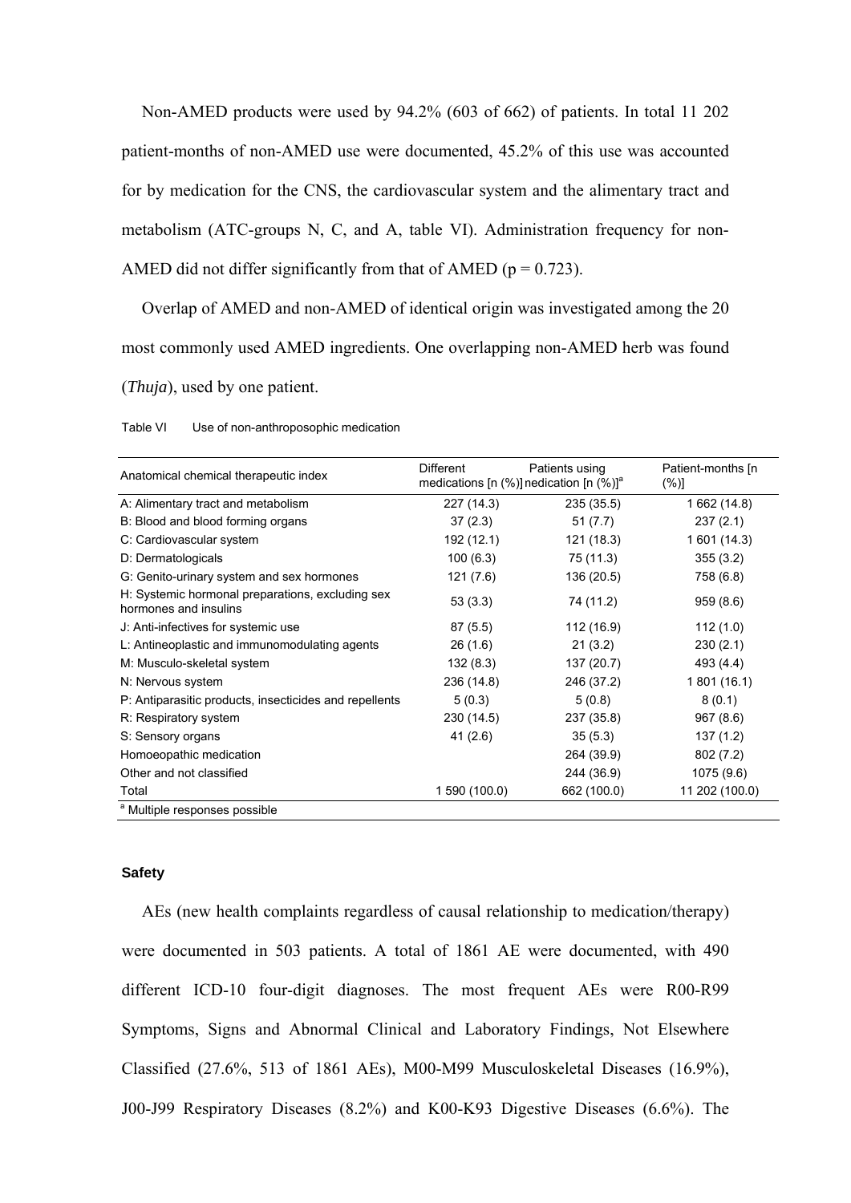Non-AMED products were used by 94.2% (603 of 662) of patients. In total 11 202 patient-months of non-AMED use were documented, 45.2% of this use was accounted for by medication for the CNS, the cardiovascular system and the alimentary tract and metabolism (ATC-groups N, C, and A, table VI). Administration frequency for non-AMED did not differ significantly from that of AMED ($p = 0.723$).

Overlap of AMED and non-AMED of identical origin was investigated among the 20 most commonly used AMED ingredients. One overlapping non-AMED herb was found (*Thuja*), used by one patient.

Table VI Use of non-anthroposophic medication

| Anatomical chemical therapeutic index | Different medications [n (%)] | Patients using medication [n (%)][a] | Patient-months [n (%)] |
|---|---|---|---|
| A: Alimentary tract and metabolism | 227 (14.3) | 235 (35.5) | 1 662 (14.8) |
| B: Blood and blood forming organs | 37 (2.3) | 51 (7.7) | 237 (2.1) |
| C: Cardiovascular system | 192 (12.1) | 121 (18.3) | 1 601 (14.3) |
| D: Dermatologicals | 100 (6.3) | 75 (11.3) | 355 (3.2) |
| G: Genito-urinary system and sex hormones | 121 (7.6) | 136 (20.5) | 758 (6.8) |
| H: Systemic hormonal preparations, excluding sex hormones and insulins | 53 (3.3) | 74 (11.2) | 959 (8.6) |
| J: Anti-infectives for systemic use | 87 (5.5) | 112 (16.9) | 112 (1.0) |
| L: Antineoplastic and immunomodulating agents | 26 (1.6) | 21 (3.2) | 230 (2.1) |
| M: Musculo-skeletal system | 132 (8.3) | 137 (20.7) | 493 (4.4) |
| N: Nervous system | 236 (14.8) | 246 (37.2) | 1 801 (16.1) |
| P: Antiparasitic products, insecticides and repellents | 5 (0.3) | 5 (0.8) | 8 (0.1) |
| R: Respiratory system | 230 (14.5) | 237 (35.8) | 967 (8.6) |
| S: Sensory organs | 41 (2.6) | 35 (5.3) | 137 (1.2) |
| Homoeopathic medication | | 264 (39.9) | 802 (7.2) |
| Other and not classified | | 244 (36.9) | 1075 (9.6) |
| Total | 1 590 (100.0) | 662 (100.0) | 11 202 (100.0) |

[a] Multiple responses possible

### Safety

AEs (new health complaints regardless of causal relationship to medication/therapy) were documented in 503 patients. A total of 1861 AE were documented, with 490 different ICD-10 four-digit diagnoses. The most frequent AEs were R00-R99 Symptoms, Signs and Abnormal Clinical and Laboratory Findings, Not Elsewhere Classified (27.6%, 513 of 1861 AEs), M00-M99 Musculoskeletal Diseases (16.9%), J00-J99 Respiratory Diseases (8.2%) and K00-K93 Digestive Diseases (6.6%). The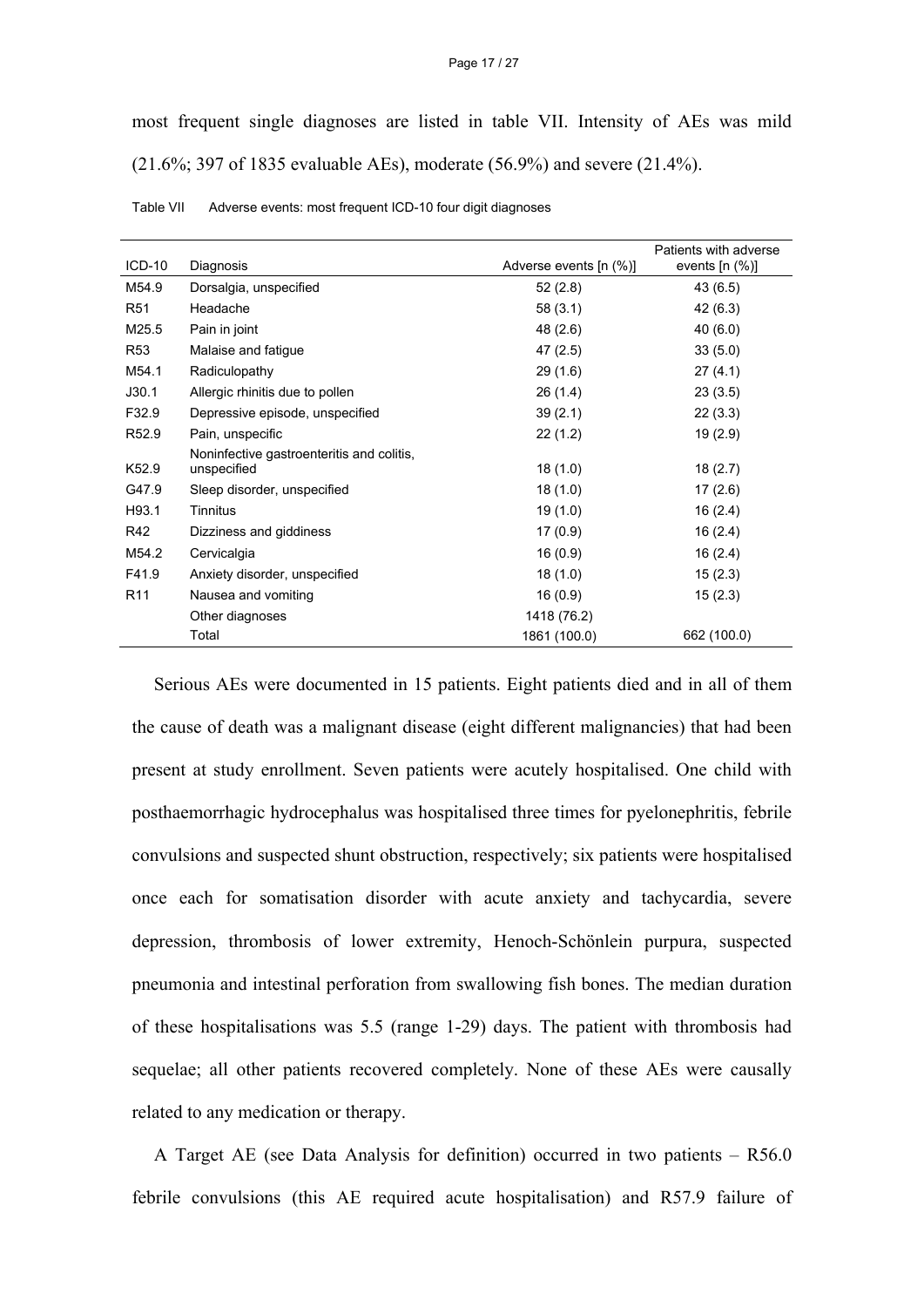most frequent single diagnoses are listed in table VII. Intensity of AEs was mild (21.6%; 397 of 1835 evaluable AEs), moderate (56.9%) and severe (21.4%).

Table VII Adverse events: most frequent ICD-10 four digit diagnoses

| ICD-10 | Diagnosis | Adverse events [n (%)] | Patients with adverse events [n (%)] |
|---|---|---|---|
| M54.9 | Dorsalgia, unspecified | 52 (2.8) | 43 (6.5) |
| R51 | Headache | 58 (3.1) | 42 (6.3) |
| M25.5 | Pain in joint | 48 (2.6) | 40 (6.0) |
| R53 | Malaise and fatigue | 47 (2.5) | 33 (5.0) |
| M54.1 | Radiculopathy | 29 (1.6) | 27 (4.1) |
| J30.1 | Allergic rhinitis due to pollen | 26 (1.4) | 23 (3.5) |
| F32.9 | Depressive episode, unspecified | 39 (2.1) | 22 (3.3) |
| R52.9 | Pain, unspecific | 22 (1.2) | 19 (2.9) |
| K52.9 | Noninfective gastroenteritis and colitis, unspecified | 18 (1.0) | 18 (2.7) |
| G47.9 | Sleep disorder, unspecified | 18 (1.0) | 17 (2.6) |
| H93.1 | Tinnitus | 19 (1.0) | 16 (2.4) |
| R42 | Dizziness and giddiness | 17 (0.9) | 16 (2.4) |
| M54.2 | Cervicalgia | 16 (0.9) | 16 (2.4) |
| F41.9 | Anxiety disorder, unspecified | 18 (1.0) | 15 (2.3) |
| R11 | Nausea and vomiting | 16 (0.9) | 15 (2.3) |
| | Other diagnoses | 1418 (76.2) | |
| | Total | 1861 (100.0) | 662 (100.0) |

Serious AEs were documented in 15 patients. Eight patients died and in all of them the cause of death was a malignant disease (eight different malignancies) that had been present at study enrollment. Seven patients were acutely hospitalised. One child with posthaemorrhagic hydrocephalus was hospitalised three times for pyelonephritis, febrile convulsions and suspected shunt obstruction, respectively; six patients were hospitalised once each for somatisation disorder with acute anxiety and tachycardia, severe depression, thrombosis of lower extremity, Henoch-Schönlein purpura, suspected pneumonia and intestinal perforation from swallowing fish bones. The median duration of these hospitalisations was 5.5 (range 1-29) days. The patient with thrombosis had sequelae; all other patients recovered completely. None of these AEs were causally related to any medication or therapy.

A Target AE (see Data Analysis for definition) occurred in two patients – R56.0 febrile convulsions (this AE required acute hospitalisation) and R57.9 failure of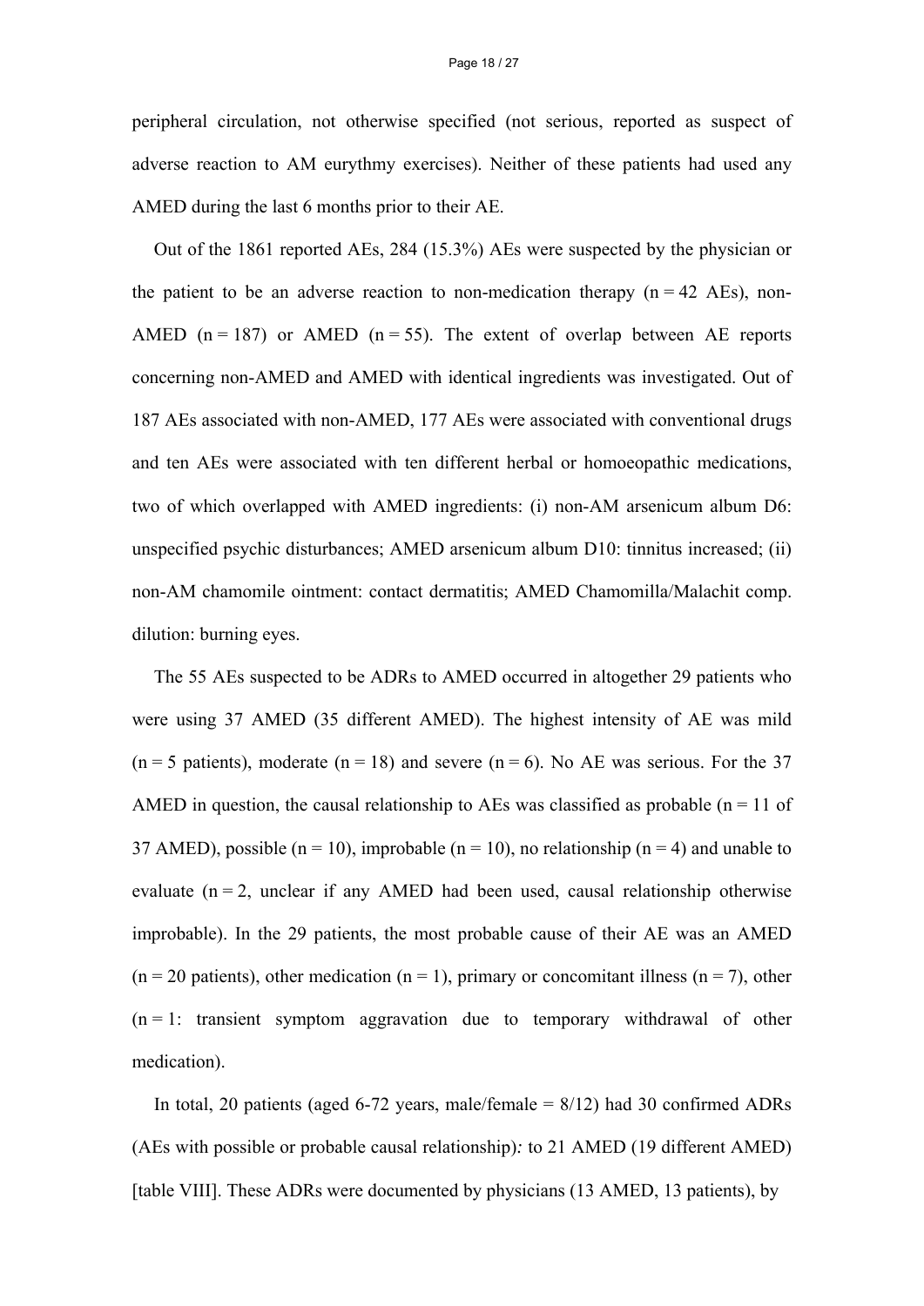peripheral circulation, not otherwise specified (not serious, reported as suspect of adverse reaction to AM eurythmy exercises). Neither of these patients had used any AMED during the last 6 months prior to their AE.

Out of the 1861 reported AEs, 284 (15.3%) AEs were suspected by the physician or the patient to be an adverse reaction to non-medication therapy (n = 42 AEs), non-AMED (n = 187) or AMED (n = 55). The extent of overlap between AE reports concerning non-AMED and AMED with identical ingredients was investigated. Out of 187 AEs associated with non-AMED, 177 AEs were associated with conventional drugs and ten AEs were associated with ten different herbal or homoeopathic medications, two of which overlapped with AMED ingredients: (i) non-AM arsenicum album D6: unspecified psychic disturbances; AMED arsenicum album D10: tinnitus increased; (ii) non-AM chamomile ointment: contact dermatitis; AMED Chamomilla/Malachit comp. dilution: burning eyes.

The 55 AEs suspected to be ADRs to AMED occurred in altogether 29 patients who were using 37 AMED (35 different AMED). The highest intensity of AE was mild (n = 5 patients), moderate (n = 18) and severe (n = 6). No AE was serious. For the 37 AMED in question, the causal relationship to AEs was classified as probable (n = 11 of 37 AMED), possible (n = 10), improbable (n = 10), no relationship (n = 4) and unable to evaluate (n = 2, unclear if any AMED had been used, causal relationship otherwise improbable). In the 29 patients, the most probable cause of their AE was an AMED (n = 20 patients), other medication (n = 1), primary or concomitant illness (n = 7), other (n = 1: transient symptom aggravation due to temporary withdrawal of other medication).

In total, 20 patients (aged 6-72 years, male/female = 8/12) had 30 confirmed ADRs (AEs with possible or probable causal relationship)*:* to 21 AMED (19 different AMED) [table VIII]. These ADRs were documented by physicians (13 AMED, 13 patients), by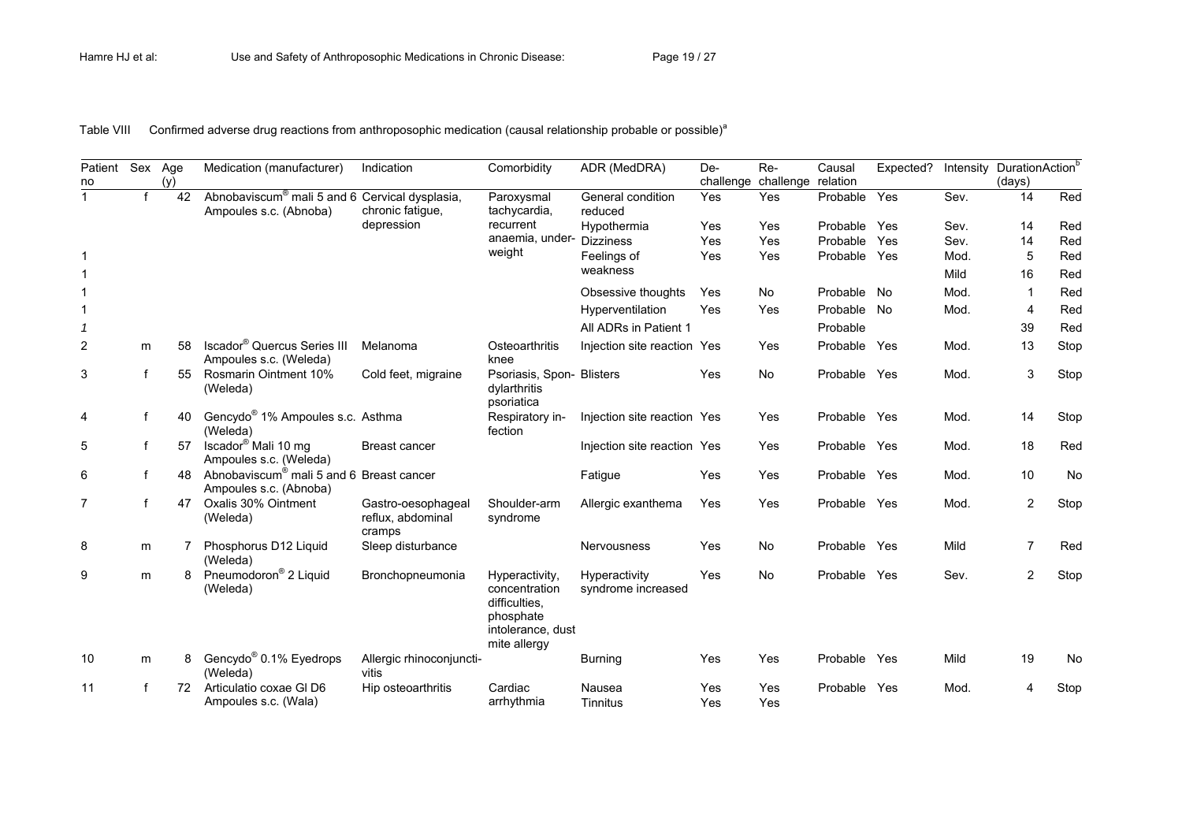Table VIII Confirmed adverse drug reactions from anthroposophic medication (causal relationship probable or possible)[a]

| Patient no | Sex | Age (y) | Medication (manufacturer) | Indication | Comorbidity | ADR (MedDRA) | De-challenge | Re-challenge | Causal relation | Expected? | Intensity | Duration (days) | Action[b] |
|---|---|---|---|---|---|---|---|---|---|---|---|---|---|
| 1 | f | 42 | Abnobaviscum® mali 5 and 6 Ampoules s.c. (Abnoba) | Cervical dysplasia, chronic fatigue, depression | Paroxysmal tachycardia, recurrent anaemia, under-weight | General condition reduced | Yes | Yes | Probable | Yes | Sev. | 14 | Red |
| | | | | | | Hypothermia | Yes | Yes | Probable | Yes | Sev. | 14 | Red |
| | | | | | | Dizziness | Yes | Yes | Probable | Yes | Sev. | 14 | Red |
| 1 | | | | | | Feelings of weakness | Yes | Yes | Probable | Yes | Mod. | 5 | Red |
| 1 | | | | | | | | | | | Mild | 16 | Red |
| 1 | | | | | | Obsessive thoughts | Yes | No | Probable | No | Mod. | 1 | Red |
| 1 | | | | | | Hyperventilation | Yes | Yes | Probable | No | Mod. | 4 | Red |
| *1* | | | | | | All ADRs in Patient 1 | | | Probable | | | 39 | Red |
| 2 | m | 58 | Iscador® Quercus Series III Ampoules s.c. (Weleda) | Melanoma | Osteoarthritis knee | Injection site reaction | Yes | Yes | Probable | Yes | Mod. | 13 | Stop |
| 3 | f | 55 | Rosmarin Ointment 10% (Weleda) | Cold feet, migraine | Psoriasis, Spondylarthritis psoriatica | Blisters | Yes | No | Probable | Yes | Mod. | 3 | Stop |
| 4 | f | 40 | Gencydo® 1% Ampoules s.c. (Weleda) | Asthma | Respiratory infection | Injection site reaction | Yes | Yes | Probable | Yes | Mod. | 14 | Stop |
| 5 | f | 57 | Iscador® Mali 10 mg Ampoules s.c. (Weleda) | Breast cancer | | Injection site reaction | Yes | Yes | Probable | Yes | Mod. | 18 | Red |
| 6 | f | 48 | Abnobaviscum® mali 5 and 6 Ampoules s.c. (Abnoba) | Breast cancer | | Fatigue | Yes | Yes | Probable | Yes | Mod. | 10 | No |
| 7 | f | 47 | Oxalis 30% Ointment (Weleda) | Gastro-oesophageal reflux, abdominal cramps | Shoulder-arm syndrome | Allergic exanthema | Yes | Yes | Probable | Yes | Mod. | 2 | Stop |
| 8 | m | 7 | Phosphorus D12 Liquid (Weleda) | Sleep disturbance | | Nervousness | Yes | No | Probable | Yes | Mild | 7 | Red |
| 9 | m | 8 | Pneumodoron® 2 Liquid (Weleda) | Bronchopneumonia | Hyperactivity, concentration difficulties, phosphate intolerance, dust mite allergy | Hyperactivity syndrome increased | Yes | No | Probable | Yes | Sev. | 2 | Stop |
| 10 | m | 8 | Gencydo® 0.1% Eyedrops (Weleda) | Allergic rhinoconjunctivitis | | Burning | Yes | Yes | Probable | Yes | Mild | 19 | No |
| 11 | f | 72 | Articulatio coxae Gl D6 Ampoules s.c. (Wala) | Hip osteoarthritis | Cardiac arrhythmia | Nausea | Yes | Yes | Probable | Yes | Mod. | 4 | Stop |
| | | | | | | Tinnitus | Yes | Yes | | | | | |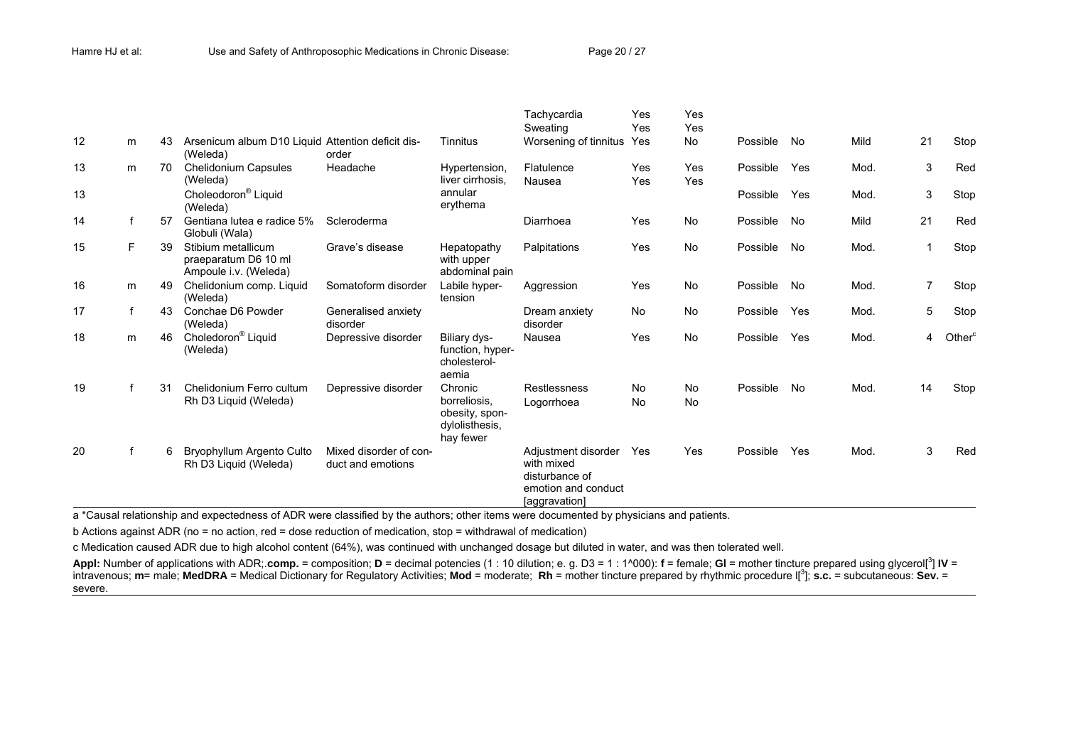| | | | | | | | | | | | | | |
|---|---|---|---|---|---|---|---|---|---|---|---|---|---|
| | | | | | | Tachycardia<br>Sweating | Yes<br>Yes | Yes<br>Yes | | | | | |
| 12 | m | 43 | Arsenicum album D10 Liquid (Weleda) | Attention deficit disorder | Tinnitus | Worsening of tinnitus | Yes | No | Possible | No | Mild | 21 | Stop |
| 13 | m | 70 | Chelidonium Capsules (Weleda) | Headache | Hypertension, liver cirrhosis, annular erythema | Flatulence<br>Nausea | Yes<br>Yes | Yes<br>Yes | Possible | Yes | Mod. | 3 | Red |
| 13 | | | Choleodoron® Liquid (Weleda) | | | | | | Possible | Yes | Mod. | 3 | Stop |
| 14 | f | 57 | Gentiana lutea e radice 5% Globuli (Wala) | Scleroderma | | Diarrhoea | Yes | No | Possible | No | Mild | 21 | Red |
| 15 | F | 39 | Stibium metallicum praeparatum D6 10 ml Ampoule i.v. (Weleda) | Grave's disease | Hepatopathy with upper abdominal pain | Palpitations | Yes | No | Possible | No | Mod. | 1 | Stop |
| 16 | m | 49 | Chelidonium comp. Liquid (Weleda) | Somatoform disorder | Labile hypertension | Aggression | Yes | No | Possible | No | Mod. | 7 | Stop |
| 17 | f | 43 | Conchae D6 Powder (Weleda) | Generalised anxiety disorder | | Dream anxiety disorder | No | No | Possible | Yes | Mod. | 5 | Stop |
| 18 | m | 46 | Choledoron® Liquid (Weleda) | Depressive disorder | Biliary dysfunction, hypercholesterolaemia | Nausea | Yes | No | Possible | Yes | Mod. | 4 | Other[c] |
| 19 | f | 31 | Chelidonium Ferro cultum Rh D3 Liquid (Weleda) | Depressive disorder | Chronic borreliosis, obesity, spondylolisthesis, hay fewer | Restlessness<br>Logorrhoea | No<br>No | No<br>No | Possible | No | Mod. | 14 | Stop |
| 20 | f | 6 | Bryophyllum Argento Culto Rh D3 Liquid (Weleda) | Mixed disorder of conduct and emotions | | Adjustment disorder with mixed disturbance of emotion and conduct [aggravation] | Yes | Yes | Possible | Yes | Mod. | 3 | Red |

a *Causal relationship and expectedness of ADR were classified by the authors; other items were documented by physicians and patients.

b Actions against ADR (no = no action, red = dose reduction of medication, stop = withdrawal of medication)

c Medication caused ADR due to high alcohol content (64%), was continued with unchanged dosage but diluted in water, and was then tolerated well.

**Appl:** Number of applications with ADR;.**comp.** = composition; **D** = decimal potencies (1 : 10 dilution; e. g. D3 = 1 : 1^000): **f** = female; **Gl** = mother tincture prepared using glycerol[3] **IV** = intravenous; **m**= male; **MedDRA** = Medical Dictionary for Regulatory Activities; **Mod** = moderate; **Rh** = mother tincture prepared by rhythmic procedure I[3]; **s.c.** = subcutaneous: **Sev.** = severe.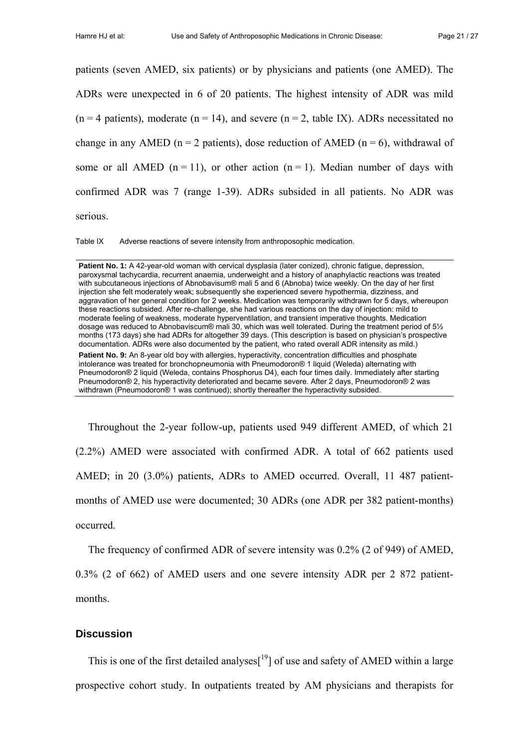patients (seven AMED, six patients) or by physicians and patients (one AMED). The ADRs were unexpected in 6 of 20 patients. The highest intensity of ADR was mild (n = 4 patients), moderate (n = 14), and severe (n = 2, table IX). ADRs necessitated no change in any AMED (n = 2 patients), dose reduction of AMED (n = 6), withdrawal of some or all AMED (n = 11), or other action (n = 1). Median number of days with confirmed ADR was 7 (range 1-39). ADRs subsided in all patients. No ADR was serious.

Table IX Adverse reactions of severe intensity from anthroposophic medication.

**Patient No. 1:** A 42-year-old woman with cervical dysplasia (later conized), chronic fatigue, depression, paroxysmal tachycardia, recurrent anaemia, underweight and a history of anaphylactic reactions was treated with subcutaneous injections of Abnobavisum® mali 5 and 6 (Abnoba) twice weekly. On the day of her first injection she felt moderately weak; subsequently she experienced severe hypothermia, dizziness, and aggravation of her general condition for 2 weeks. Medication was temporarily withdrawn for 5 days, whereupon these reactions subsided. After re-challenge, she had various reactions on the day of injection: mild to moderate feeling of weakness, moderate hyperventilation, and transient imperative thoughts. Medication dosage was reduced to Abnobaviscum® mali 30, which was well tolerated. During the treatment period of 5½ months (173 days) she had ADRs for altogether 39 days. (This description is based on physician's prospective documentation. ADRs were also documented by the patient, who rated overall ADR intensity as mild.)

**Patient No. 9:** An 8-year old boy with allergies, hyperactivity, concentration difficulties and phosphate intolerance was treated for bronchopneumonia with Pneumodoron® 1 liquid (Weleda) alternating with Pneumodoron® 2 liquid (Weleda, contains Phosphorus D4), each four times daily. Immediately after starting Pneumodoron® 2, his hyperactivity deteriorated and became severe. After 2 days, Pneumodoron® 2 was withdrawn (Pneumodoron® 1 was continued); shortly thereafter the hyperactivity subsided.

Throughout the 2-year follow-up, patients used 949 different AMED, of which 21 (2.2%) AMED were associated with confirmed ADR. A total of 662 patients used AMED; in 20 (3.0%) patients, ADRs to AMED occurred. Overall, 11 487 patient-months of AMED use were documented; 30 ADRs (one ADR per 382 patient-months) occurred.

The frequency of confirmed ADR of severe intensity was 0.2% (2 of 949) of AMED, 0.3% (2 of 662) of AMED users and one severe intensity ADR per 2 872 patient-months.

## Discussion

This is one of the first detailed analyses[19] of use and safety of AMED within a large prospective cohort study. In outpatients treated by AM physicians and therapists for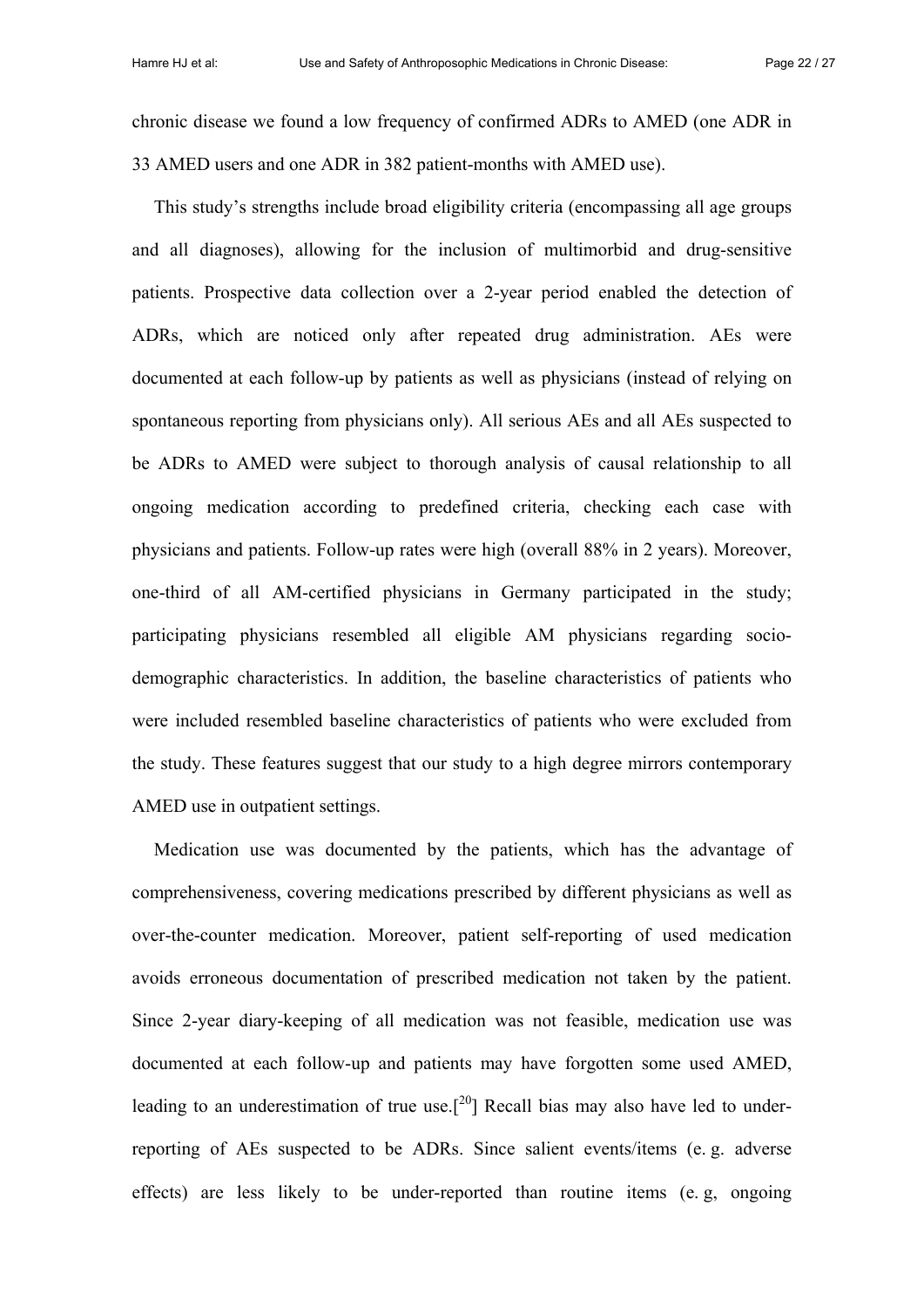chronic disease we found a low frequency of confirmed ADRs to AMED (one ADR in 33 AMED users and one ADR in 382 patient-months with AMED use).

This study's strengths include broad eligibility criteria (encompassing all age groups and all diagnoses), allowing for the inclusion of multimorbid and drug-sensitive patients. Prospective data collection over a 2-year period enabled the detection of ADRs, which are noticed only after repeated drug administration. AEs were documented at each follow-up by patients as well as physicians (instead of relying on spontaneous reporting from physicians only). All serious AEs and all AEs suspected to be ADRs to AMED were subject to thorough analysis of causal relationship to all ongoing medication according to predefined criteria, checking each case with physicians and patients. Follow-up rates were high (overall 88% in 2 years). Moreover, one-third of all AM-certified physicians in Germany participated in the study; participating physicians resembled all eligible AM physicians regarding socio-demographic characteristics. In addition, the baseline characteristics of patients who were included resembled baseline characteristics of patients who were excluded from the study. These features suggest that our study to a high degree mirrors contemporary AMED use in outpatient settings.

Medication use was documented by the patients, which has the advantage of comprehensiveness, covering medications prescribed by different physicians as well as over-the-counter medication. Moreover, patient self-reporting of used medication avoids erroneous documentation of prescribed medication not taken by the patient. Since 2-year diary-keeping of all medication was not feasible, medication use was documented at each follow-up and patients may have forgotten some used AMED, leading to an underestimation of true use.[20] Recall bias may also have led to under-reporting of AEs suspected to be ADRs. Since salient events/items (e. g. adverse effects) are less likely to be under-reported than routine items (e. g, ongoing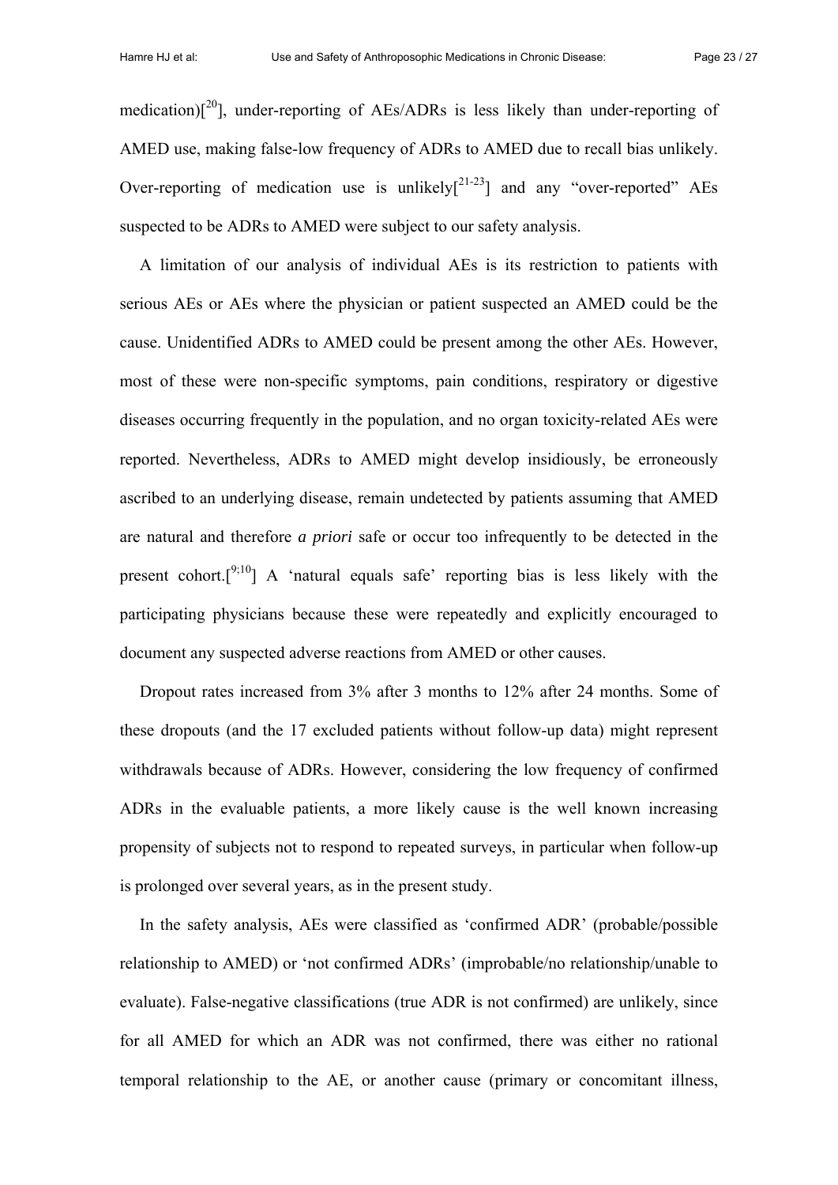medication)[20], under-reporting of AEs/ADRs is less likely than under-reporting of AMED use, making false-low frequency of ADRs to AMED due to recall bias unlikely. Over-reporting of medication use is unlikely[21-23] and any "over-reported" AEs suspected to be ADRs to AMED were subject to our safety analysis.

A limitation of our analysis of individual AEs is its restriction to patients with serious AEs or AEs where the physician or patient suspected an AMED could be the cause. Unidentified ADRs to AMED could be present among the other AEs. However, most of these were non-specific symptoms, pain conditions, respiratory or digestive diseases occurring frequently in the population, and no organ toxicity-related AEs were reported. Nevertheless, ADRs to AMED might develop insidiously, be erroneously ascribed to an underlying disease, remain undetected by patients assuming that AMED are natural and therefore *a priori* safe or occur too infrequently to be detected in the present cohort.[9;10] A 'natural equals safe' reporting bias is less likely with the participating physicians because these were repeatedly and explicitly encouraged to document any suspected adverse reactions from AMED or other causes.

Dropout rates increased from 3% after 3 months to 12% after 24 months. Some of these dropouts (and the 17 excluded patients without follow-up data) might represent withdrawals because of ADRs. However, considering the low frequency of confirmed ADRs in the evaluable patients, a more likely cause is the well known increasing propensity of subjects not to respond to repeated surveys, in particular when follow-up is prolonged over several years, as in the present study.

In the safety analysis, AEs were classified as 'confirmed ADR' (probable/possible relationship to AMED) or 'not confirmed ADRs' (improbable/no relationship/unable to evaluate). False-negative classifications (true ADR is not confirmed) are unlikely, since for all AMED for which an ADR was not confirmed, there was either no rational temporal relationship to the AE, or another cause (primary or concomitant illness,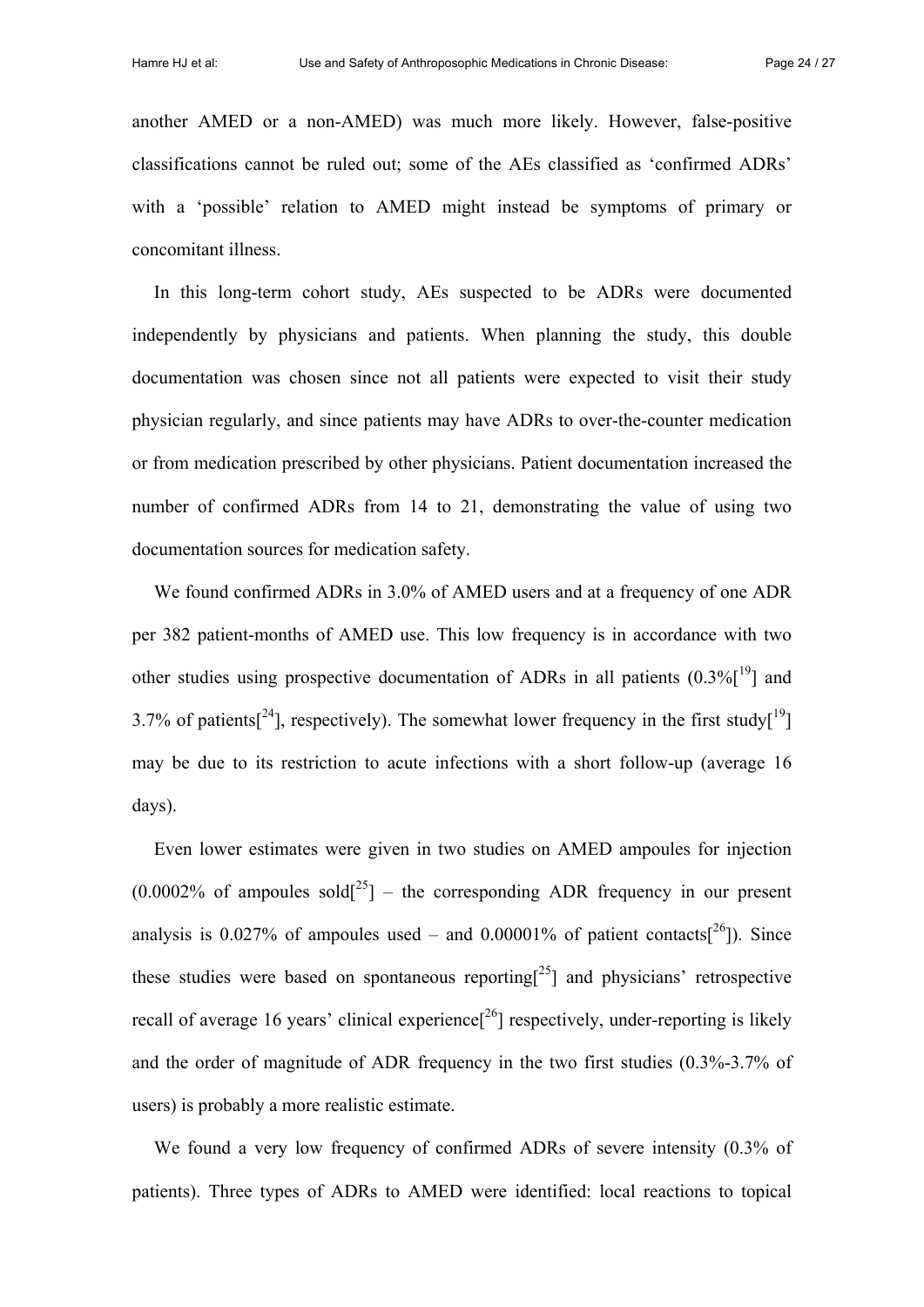another AMED or a non-AMED) was much more likely. However, false-positive classifications cannot be ruled out; some of the AEs classified as 'confirmed ADRs' with a 'possible' relation to AMED might instead be symptoms of primary or concomitant illness.

In this long-term cohort study, AEs suspected to be ADRs were documented independently by physicians and patients. When planning the study, this double documentation was chosen since not all patients were expected to visit their study physician regularly, and since patients may have ADRs to over-the-counter medication or from medication prescribed by other physicians. Patient documentation increased the number of confirmed ADRs from 14 to 21, demonstrating the value of using two documentation sources for medication safety.

We found confirmed ADRs in 3.0% of AMED users and at a frequency of one ADR per 382 patient-months of AMED use. This low frequency is in accordance with two other studies using prospective documentation of ADRs in all patients (0.3%[19] and 3.7% of patients[24], respectively). The somewhat lower frequency in the first study[19] may be due to its restriction to acute infections with a short follow-up (average 16 days).

Even lower estimates were given in two studies on AMED ampoules for injection (0.0002% of ampoules sold[25] – the corresponding ADR frequency in our present analysis is 0.027% of ampoules used – and 0.00001% of patient contacts[26]). Since these studies were based on spontaneous reporting[25] and physicians' retrospective recall of average 16 years' clinical experience[26] respectively, under-reporting is likely and the order of magnitude of ADR frequency in the two first studies (0.3%-3.7% of users) is probably a more realistic estimate.

We found a very low frequency of confirmed ADRs of severe intensity (0.3% of patients). Three types of ADRs to AMED were identified: local reactions to topical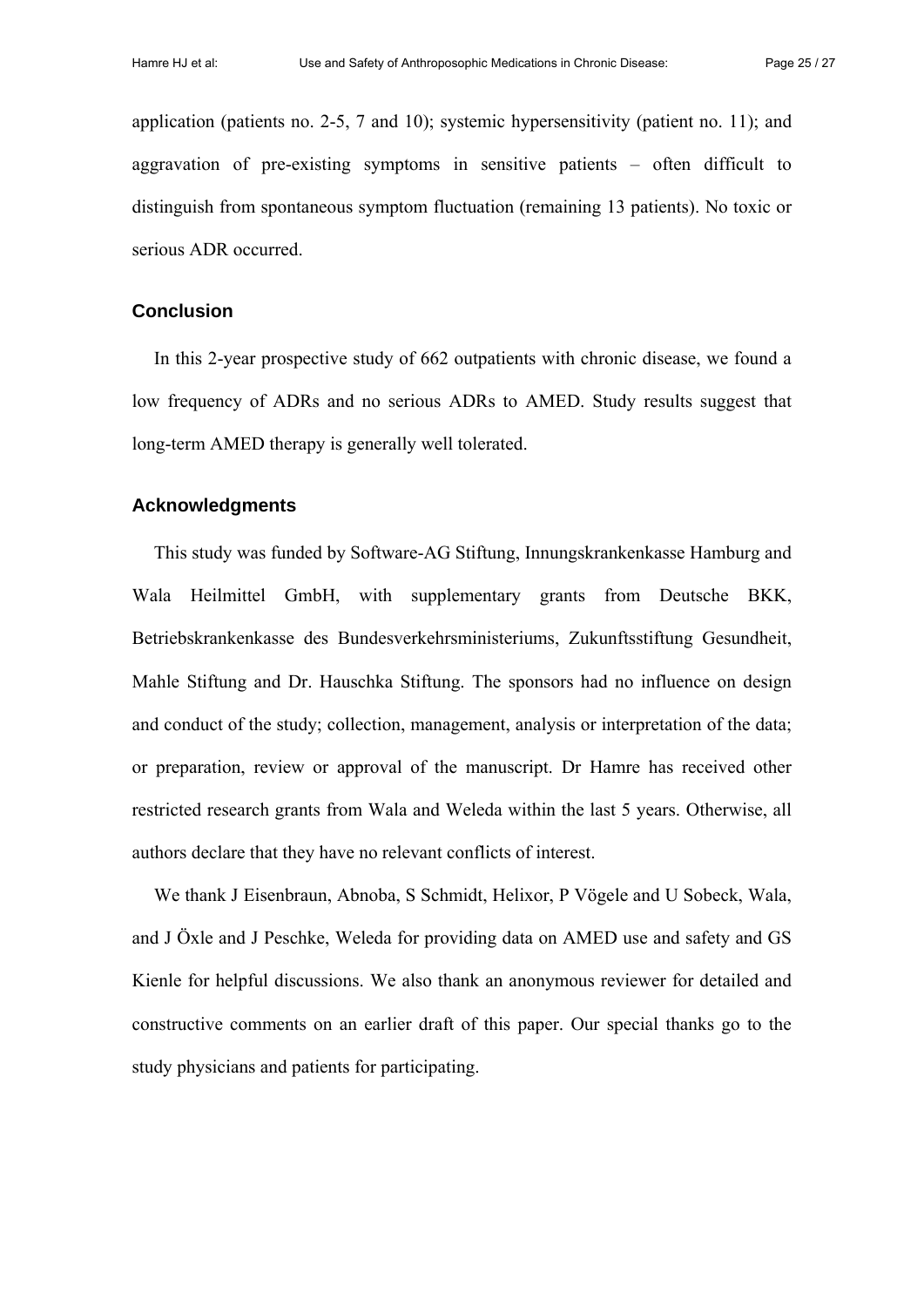application (patients no. 2-5, 7 and 10); systemic hypersensitivity (patient no. 11); and aggravation of pre-existing symptoms in sensitive patients – often difficult to distinguish from spontaneous symptom fluctuation (remaining 13 patients). No toxic or serious ADR occurred.

### Conclusion

In this 2-year prospective study of 662 outpatients with chronic disease, we found a low frequency of ADRs and no serious ADRs to AMED. Study results suggest that long-term AMED therapy is generally well tolerated.

### Acknowledgments

This study was funded by Software-AG Stiftung, Innungskrankenkasse Hamburg and Wala Heilmittel GmbH, with supplementary grants from Deutsche BKK, Betriebskrankenkasse des Bundesverkehrsministeriums, Zukunftsstiftung Gesundheit, Mahle Stiftung and Dr. Hauschka Stiftung. The sponsors had no influence on design and conduct of the study; collection, management, analysis or interpretation of the data; or preparation, review or approval of the manuscript. Dr Hamre has received other restricted research grants from Wala and Weleda within the last 5 years. Otherwise, all authors declare that they have no relevant conflicts of interest.

We thank J Eisenbraun, Abnoba, S Schmidt, Helixor, P Vögele and U Sobeck, Wala, and J Öxle and J Peschke, Weleda for providing data on AMED use and safety and GS Kienle for helpful discussions. We also thank an anonymous reviewer for detailed and constructive comments on an earlier draft of this paper. Our special thanks go to the study physicians and patients for participating.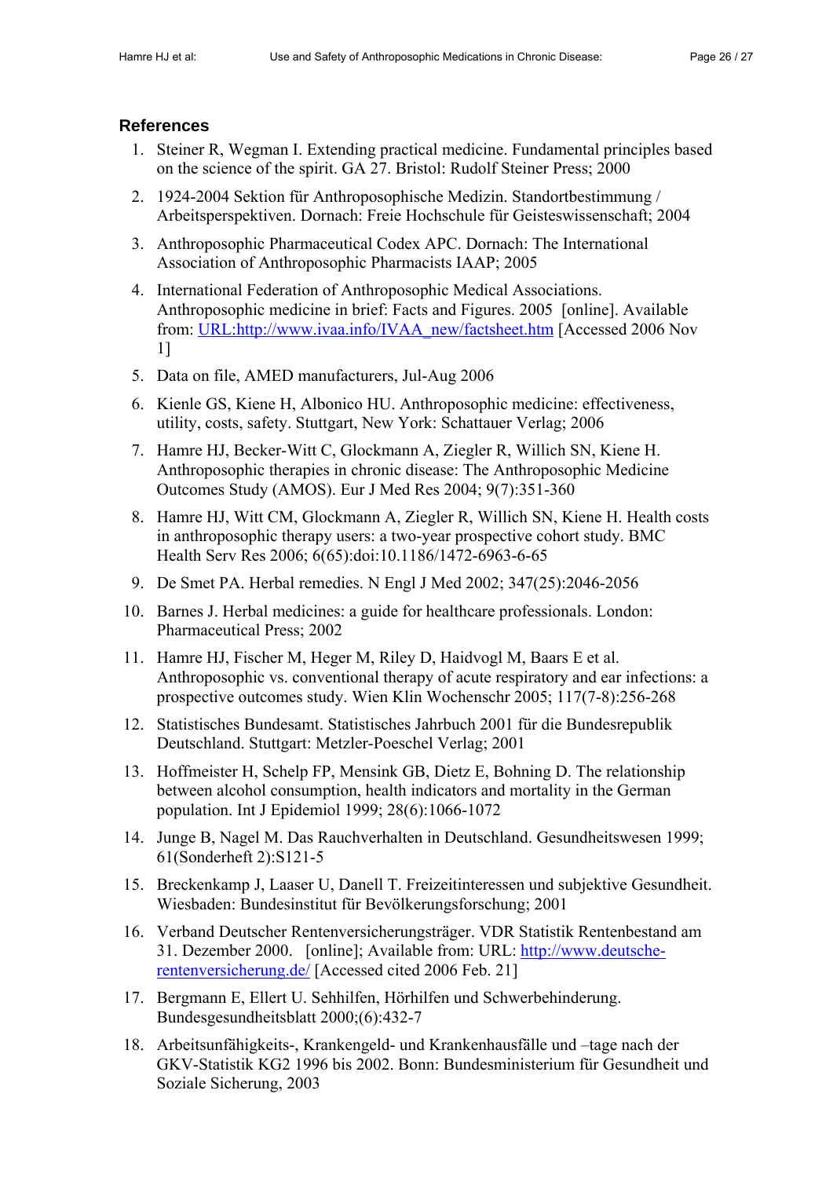## References

1. Steiner R, Wegman I. Extending practical medicine. Fundamental principles based on the science of the spirit. GA 27. Bristol: Rudolf Steiner Press; 2000
2. 1924-2004 Sektion für Anthroposophische Medizin. Standortbestimmung / Arbeitsperspektiven. Dornach: Freie Hochschule für Geisteswissenschaft; 2004
3. Anthroposophic Pharmaceutical Codex APC. Dornach: The International Association of Anthroposophic Pharmacists IAAP; 2005
4. International Federation of Anthroposophic Medical Associations. Anthroposophic medicine in brief: Facts and Figures. 2005 [online]. Available from: URL:http://www.ivaa.info/IVAA_new/factsheet.htm [Accessed 2006 Nov 1]
5. Data on file, AMED manufacturers, Jul-Aug 2006
6. Kienle GS, Kiene H, Albonico HU. Anthroposophic medicine: effectiveness, utility, costs, safety. Stuttgart, New York: Schattauer Verlag; 2006
7. Hamre HJ, Becker-Witt C, Glockmann A, Ziegler R, Willich SN, Kiene H. Anthroposophic therapies in chronic disease: The Anthroposophic Medicine Outcomes Study (AMOS). Eur J Med Res 2004; 9(7):351-360
8. Hamre HJ, Witt CM, Glockmann A, Ziegler R, Willich SN, Kiene H. Health costs in anthroposophic therapy users: a two-year prospective cohort study. BMC Health Serv Res 2006; 6(65):doi:10.1186/1472-6963-6-65
9. De Smet PA. Herbal remedies. N Engl J Med 2002; 347(25):2046-2056
10. Barnes J. Herbal medicines: a guide for healthcare professionals. London: Pharmaceutical Press; 2002
11. Hamre HJ, Fischer M, Heger M, Riley D, Haidvogl M, Baars E et al. Anthroposophic vs. conventional therapy of acute respiratory and ear infections: a prospective outcomes study. Wien Klin Wochenschr 2005; 117(7-8):256-268
12. Statistisches Bundesamt. Statistisches Jahrbuch 2001 für die Bundesrepublik Deutschland. Stuttgart: Metzler-Poeschel Verlag; 2001
13. Hoffmeister H, Schelp FP, Mensink GB, Dietz E, Bohning D. The relationship between alcohol consumption, health indicators and mortality in the German population. Int J Epidemiol 1999; 28(6):1066-1072
14. Junge B, Nagel M. Das Rauchverhalten in Deutschland. Gesundheitswesen 1999; 61(Sonderheft 2):S121-5
15. Breckenkamp J, Laaser U, Danell T. Freizeitinteressen und subjektive Gesundheit. Wiesbaden: Bundesinstitut für Bevölkerungsforschung; 2001
16. Verband Deutscher Rentenversicherungsträger. VDR Statistik Rentenbestand am 31. Dezember 2000. [online]; Available from: URL: http://www.deutsche-rentenversicherung.de/ [Accessed cited 2006 Feb. 21]
17. Bergmann E, Ellert U. Sehhilfen, Hörhilfen und Schwerbehinderung. Bundesgesundheitsblatt 2000;(6):432-7
18. Arbeitsunfähigkeits-, Krankengeld- und Krankenhausfälle und –tage nach der GKV-Statistik KG2 1996 bis 2002. Bonn: Bundesministerium für Gesundheit und Soziale Sicherung, 2003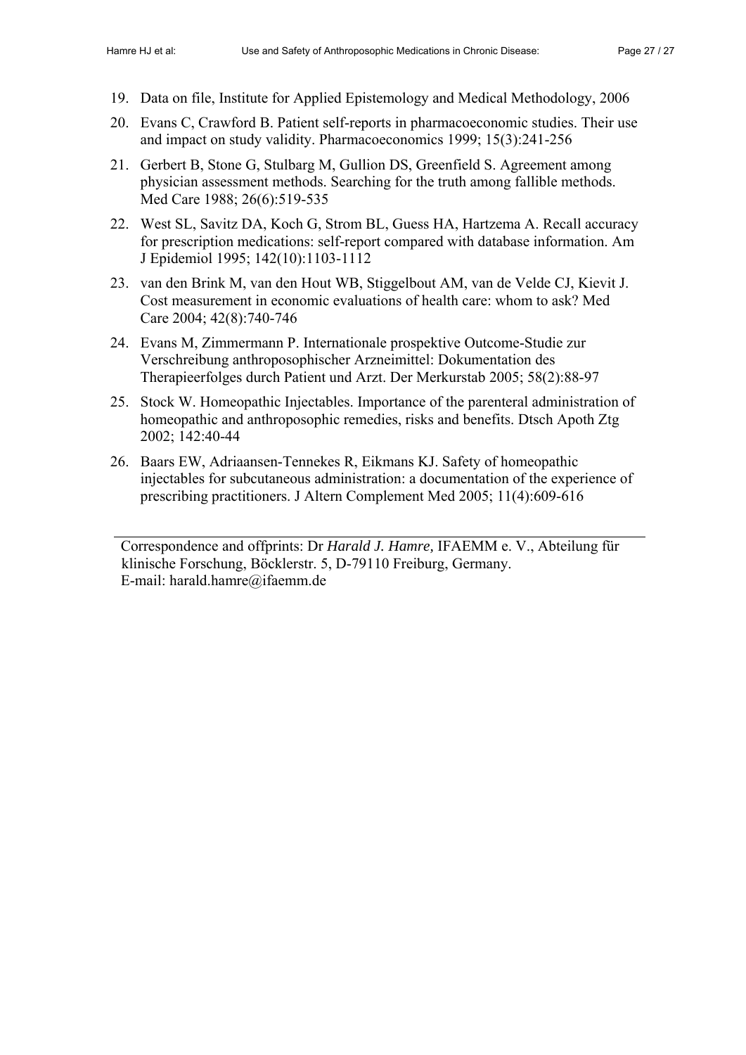19. Data on file, Institute for Applied Epistemology and Medical Methodology, 2006
20. Evans C, Crawford B. Patient self-reports in pharmacoeconomic studies. Their use and impact on study validity. Pharmacoeconomics 1999; 15(3):241-256
21. Gerbert B, Stone G, Stulbarg M, Gullion DS, Greenfield S. Agreement among physician assessment methods. Searching for the truth among fallible methods. Med Care 1988; 26(6):519-535
22. West SL, Savitz DA, Koch G, Strom BL, Guess HA, Hartzema A. Recall accuracy for prescription medications: self-report compared with database information. Am J Epidemiol 1995; 142(10):1103-1112
23. van den Brink M, van den Hout WB, Stiggelbout AM, van de Velde CJ, Kievit J. Cost measurement in economic evaluations of health care: whom to ask? Med Care 2004; 42(8):740-746
24. Evans M, Zimmermann P. Internationale prospektive Outcome-Studie zur Verschreibung anthroposophischer Arzneimittel: Dokumentation des Therapieerfolges durch Patient und Arzt. Der Merkurstab 2005; 58(2):88-97
25. Stock W. Homeopathic Injectables. Importance of the parenteral administration of homeopathic and anthroposophic remedies, risks and benefits. Dtsch Apoth Ztg 2002; 142:40-44
26. Baars EW, Adriaansen-Tennekes R, Eikmans KJ. Safety of homeopathic injectables for subcutaneous administration: a documentation of the experience of prescribing practitioners. J Altern Complement Med 2005; 11(4):609-616

---

Correspondence and offprints: Dr *Harald J. Hamre,* IFAEMM e. V., Abteilung für klinische Forschung, Böcklerstr. 5, D-79110 Freiburg, Germany.
E-mail: harald.hamre@ifaemm.de